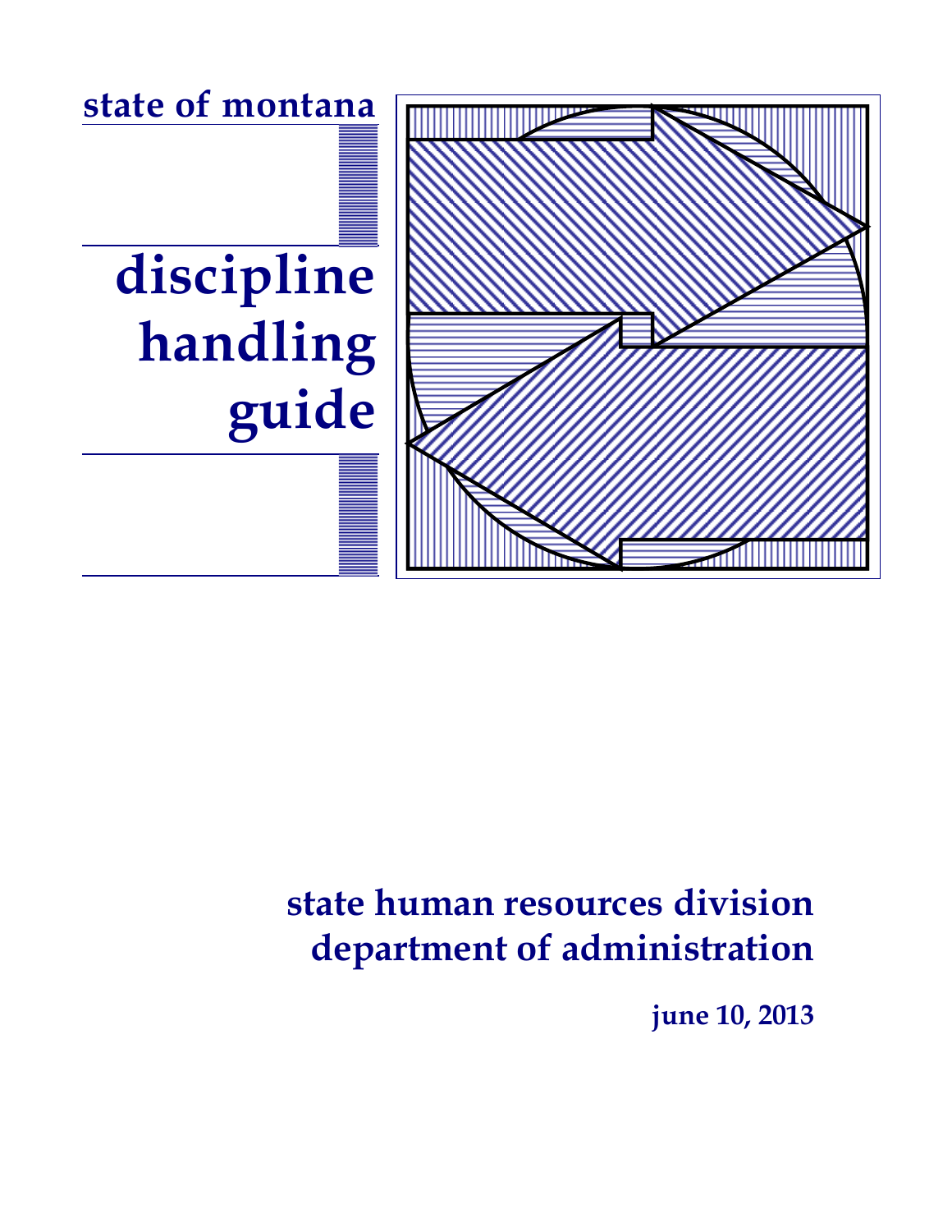state of montana

# discipline handling guide

state human resources division
department of administration

june 10, 2013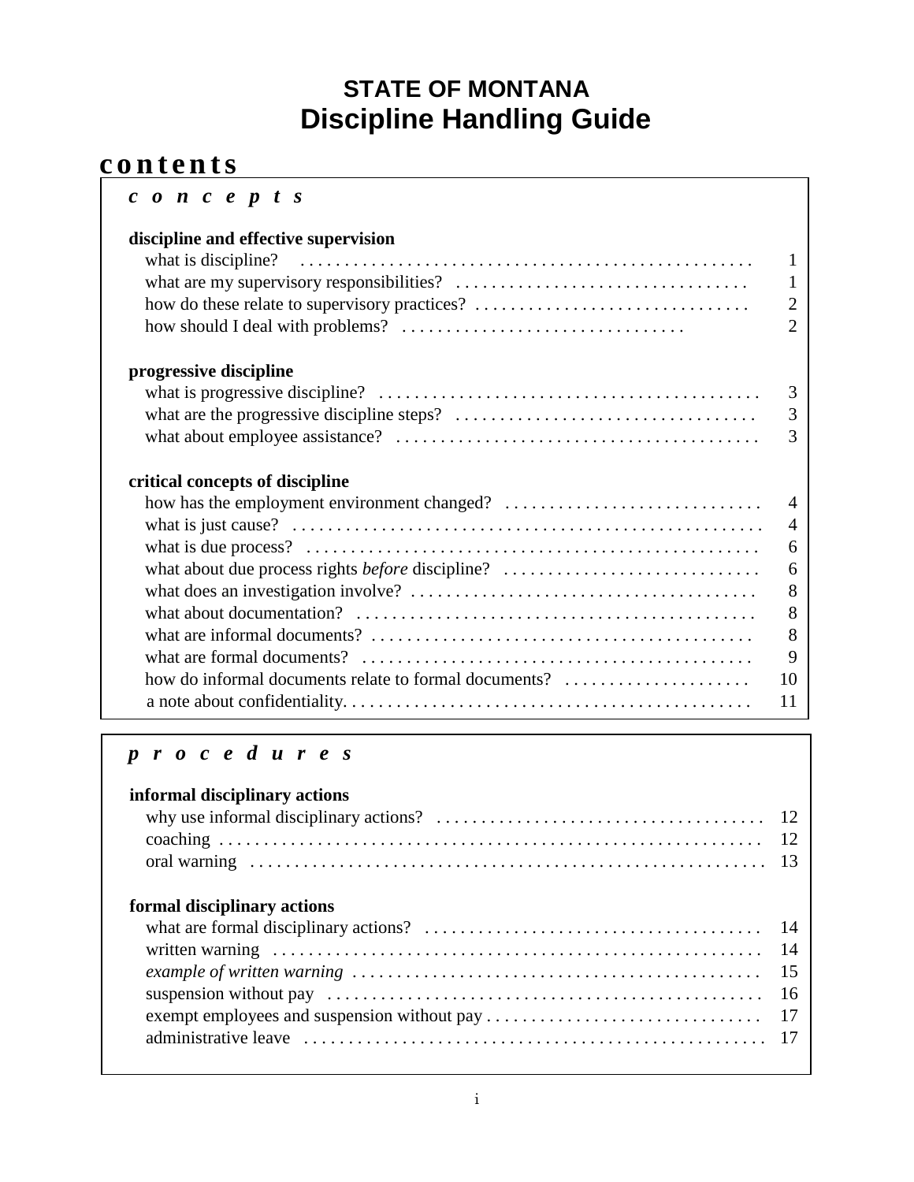# STATE OF MONTANA
# Discipline Handling Guide

## contents

### *concepts*

**discipline and effective supervision**

- what is discipline? ... 1
- what are my supervisory responsibilities? ... 1
- how do these relate to supervisory practices? ... 2
- how should I deal with problems? ... 2

**progressive discipline**

- what is progressive discipline? ... 3
- what are the progressive discipline steps? ... 3
- what about employee assistance? ... 3

**critical concepts of discipline**

- how has the employment environment changed? ... 4
- what is just cause? ... 4
- what is due process? ... 6
- what about due process rights *before* discipline? ... 6
- what does an investigation involve? ... 8
- what about documentation? ... 8
- what are informal documents? ... 8
- what are formal documents? ... 9
- how do informal documents relate to formal documents? ... 10
- a note about confidentiality ... 11

### *procedures*

**informal disciplinary actions**

- why use informal disciplinary actions? ... 12
- coaching ... 12
- oral warning ... 13

**formal disciplinary actions**

- what are formal disciplinary actions? ... 14
- written warning ... 14
- *example of written warning* ... 15
- suspension without pay ... 16
- exempt employees and suspension without pay ... 17
- administrative leave ... 17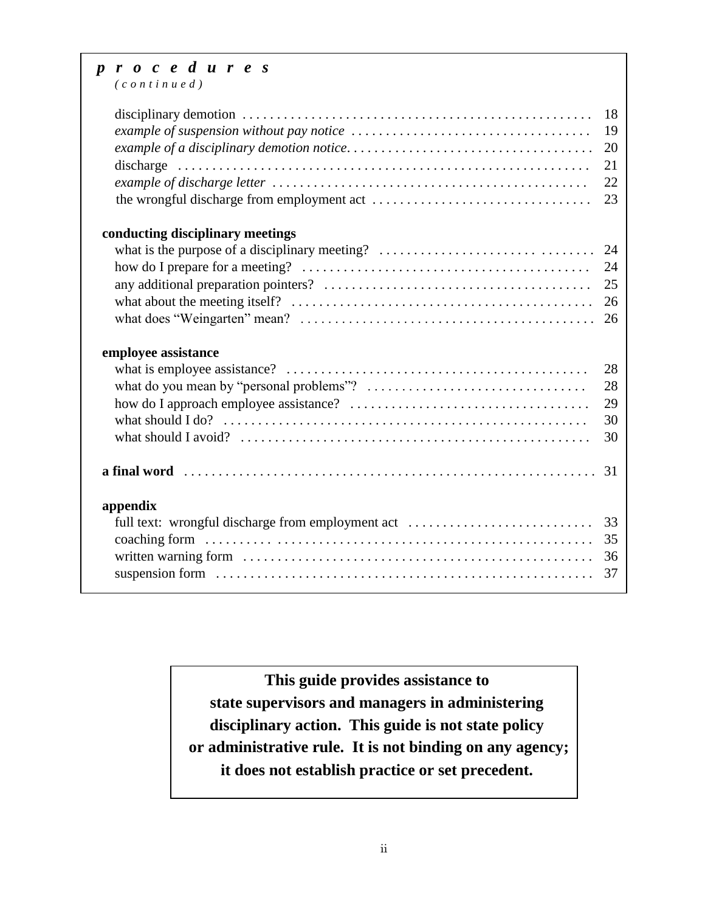## *p r o c e d u r e s*
*( c o n t i n u e d )*

| | |
|---|---|
| disciplinary demotion | 18 |
| *example of suspension without pay notice* | 19 |
| *example of a disciplinary demotion notice* | 20 |
| discharge | 21 |
| *example of discharge letter* | 22 |
| the wrongful discharge from employment act | 23 |

**conducting disciplinary meetings**

| | |
|---|---|
| what is the purpose of a disciplinary meeting? | 24 |
| how do I prepare for a meeting? | 24 |
| any additional preparation pointers? | 25 |
| what about the meeting itself? | 26 |
| what does "Weingarten" mean? | 26 |

**employee assistance**

| | |
|---|---|
| what is employee assistance? | 28 |
| what do you mean by "personal problems"? | 28 |
| how do I approach employee assistance? | 29 |
| what should I do? | 30 |
| what should I avoid? | 30 |

| | |
|---|---|
| **a final word** | 31 |

**appendix**

| | |
|---|---|
| full text: wrongful discharge from employment act | 33 |
| coaching form | 35 |
| written warning form | 36 |
| suspension form | 37 |

**This guide provides assistance to state supervisors and managers in administering disciplinary action. This guide is not state policy or administrative rule. It is not binding on any agency; it does not establish practice or set precedent.**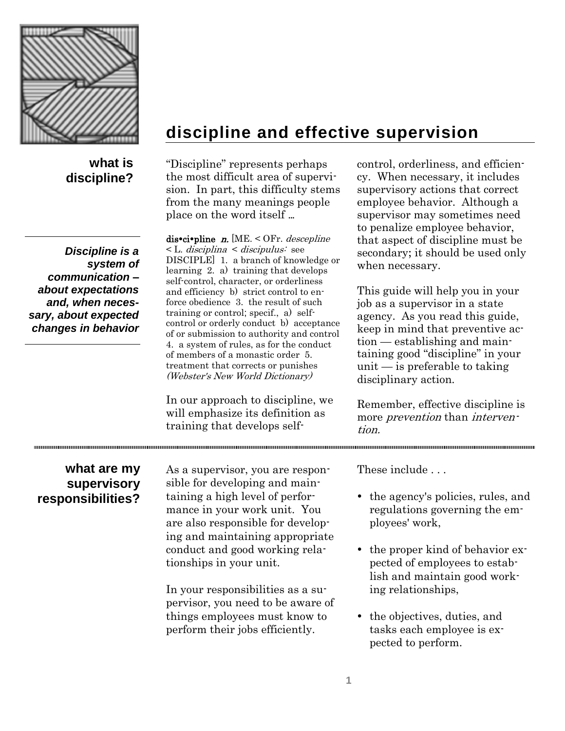# discipline and effective supervision

## what is discipline?

***Discipline is a system of communication – about expectations and, when necessary, about expected changes in behavior***

"Discipline" represents perhaps the most difficult area of supervision. In part, this difficulty stems from the many meanings people place on the word itself …

**dis•ci•pline** *n.* [ME. < OFr. *descepline* < L. *disciplina* < *discipulus:* see DISCIPLE] 1. a branch of knowledge or learning 2. a) training that develops self-control, character, or orderliness and efficiency b) strict control to enforce obedience 3. the result of such training or control; specif., a) self-control or orderly conduct b) acceptance of or submission to authority and control 4. a system of rules, as for the conduct of members of a monastic order 5. treatment that corrects or punishes *(Webster's New World Dictionary)*

In our approach to discipline, we will emphasize its definition as training that develops self-control, orderliness, and efficiency. When necessary, it includes supervisory actions that correct employee behavior. Although a supervisor may sometimes need to penalize employee behavior, that aspect of discipline must be secondary; it should be used only when necessary.

This guide will help you in your job as a supervisor in a state agency. As you read this guide, keep in mind that preventive action — establishing and maintaining good "discipline" in your unit — is preferable to taking disciplinary action.

Remember, effective discipline is more *prevention* than *intervention.*

## what are my supervisory responsibilities?

As a supervisor, you are responsible for developing and maintaining a high level of performance in your work unit. You are also responsible for developing and maintaining appropriate conduct and good working relationships in your unit.

In your responsibilities as a supervisor, you need to be aware of things employees must know to perform their jobs efficiently.

These include . . .

- the agency's policies, rules, and regulations governing the employees' work,
- the proper kind of behavior expected of employees to establish and maintain good working relationships,
- the objectives, duties, and tasks each employee is expected to perform.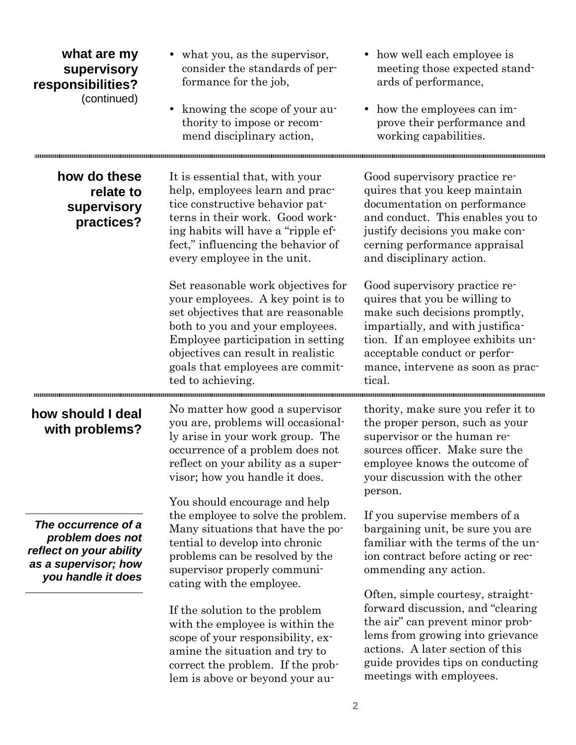## what are my supervisory responsibilities? (continued)

- what you, as the supervisor, consider the standards of performance for the job,
- knowing the scope of your authority to impose or recommend disciplinary action,
- how well each employee is meeting those expected standards of performance,
- how the employees can improve their performance and working capabilities.

## how do these relate to supervisory practices?

It is essential that, with your help, employees learn and practice constructive behavior patterns in their work. Good working habits will have a "ripple effect," influencing the behavior of every employee in the unit.

Set reasonable work objectives for your employees. A key point is to set objectives that are reasonable both to you and your employees. Employee participation in setting objectives can result in realistic goals that employees are committed to achieving.

Good supervisory practice requires that you keep maintain documentation on performance and conduct. This enables you to justify decisions you make concerning performance appraisal and disciplinary action.

Good supervisory practice requires that you be willing to make such decisions promptly, impartially, and with justification. If an employee exhibits unacceptable conduct or performance, intervene as soon as practical.

## how should I deal with problems?

*The occurrence of a problem does not reflect on your ability as a supervisor; how you handle it does*

No matter how good a supervisor you are, problems will occasionally arise in your work group. The occurrence of a problem does not reflect on your ability as a supervisor; how you handle it does.

You should encourage and help the employee to solve the problem. Many situations that have the potential to develop into chronic problems can be resolved by the supervisor properly communicating with the employee.

If the solution to the problem with the employee is within the scope of your responsibility, examine the situation and try to correct the problem. If the problem is above or beyond your authority, make sure you refer it to the proper person, such as your supervisor or the human resources officer. Make sure the employee knows the outcome of your discussion with the other person.

If you supervise members of a bargaining unit, be sure you are familiar with the terms of the union contract before acting or recommending any action.

Often, simple courtesy, straightforward discussion, and "clearing the air" can prevent minor problems from growing into grievance actions. A later section of this guide provides tips on conducting meetings with employees.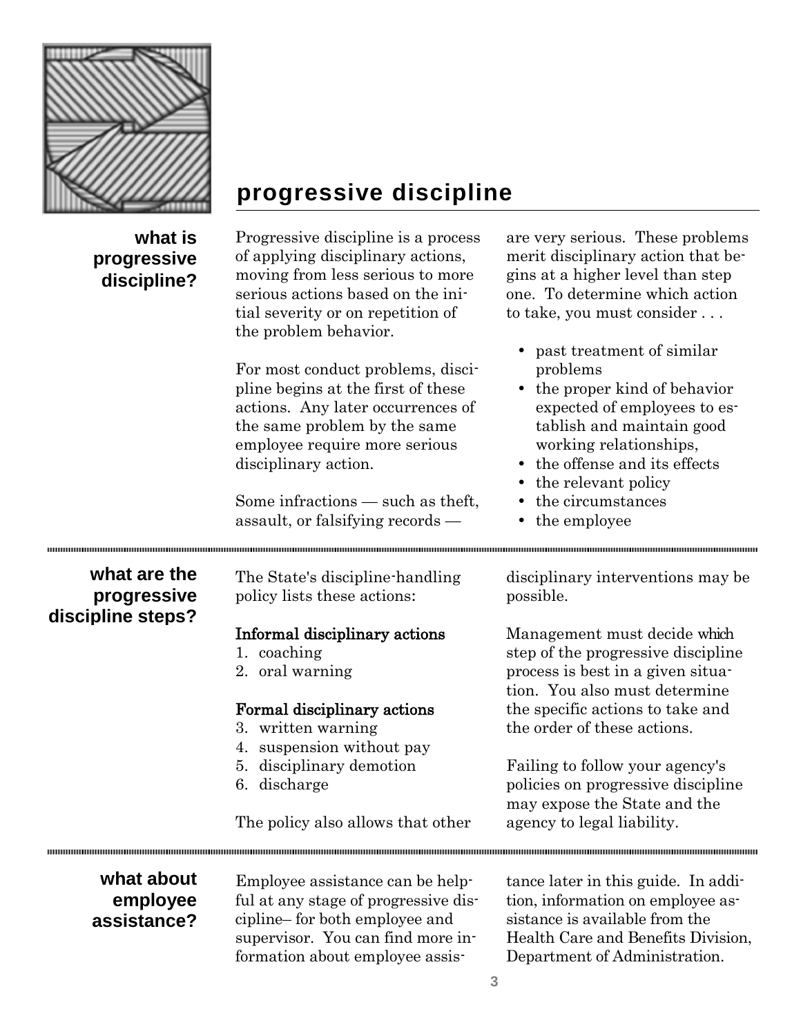# progressive discipline

## what is progressive discipline?

Progressive discipline is a process of applying disciplinary actions, moving from less serious to more serious actions based on the initial severity or on repetition of the problem behavior.

For most conduct problems, discipline begins at the first of these actions. Any later occurrences of the same problem by the same employee require more serious disciplinary action.

Some infractions — such as theft, assault, or falsifying records — are very serious. These problems merit disciplinary action that begins at a higher level than step one. To determine which action to take, you must consider . . .

- past treatment of similar problems
- the proper kind of behavior expected of employees to establish and maintain good working relationships,
- the offense and its effects
- the relevant policy
- the circumstances
- the employee

## what are the progressive discipline steps?

The State's discipline-handling policy lists these actions:

**Informal disciplinary actions**

1. coaching
2. oral warning

**Formal disciplinary actions**

3. written warning
4. suspension without pay
5. disciplinary demotion
6. discharge

The policy also allows that other disciplinary interventions may be possible.

Management must decide which step of the progressive discipline process is best in a given situation. You also must determine the specific actions to take and the order of these actions.

Failing to follow your agency's policies on progressive discipline may expose the State and the agency to legal liability.

## what about employee assistance?

Employee assistance can be helpful at any stage of progressive discipline– for both employee and supervisor. You can find more information about employee assistance later in this guide. In addition, information on employee assistance is available from the Health Care and Benefits Division, Department of Administration.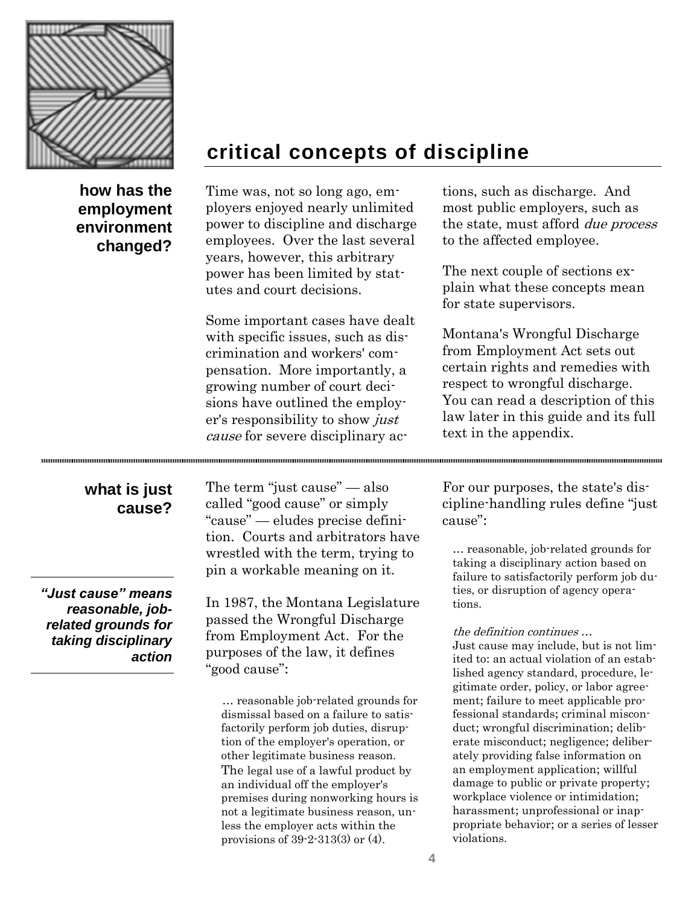# critical concepts of discipline

## how has the employment environment changed?

Time was, not so long ago, employers enjoyed nearly unlimited power to discipline and discharge employees. Over the last several years, however, this arbitrary power has been limited by statutes and court decisions.

Some important cases have dealt with specific issues, such as discrimination and workers' compensation. More importantly, a growing number of court decisions have outlined the employer's responsibility to show *just cause* for severe disciplinary actions, such as discharge. And most public employers, such as the state, must afford *due process* to the affected employee.

The next couple of sections explain what these concepts mean for state supervisors.

Montana's Wrongful Discharge from Employment Act sets out certain rights and remedies with respect to wrongful discharge. You can read a description of this law later in this guide and its full text in the appendix.

## what is just cause?

***"Just cause" means reasonable, job-related grounds for taking disciplinary action***

The term "just cause" — also called "good cause" or simply "cause" — eludes precise definition. Courts and arbitrators have wrestled with the term, trying to pin a workable meaning on it.

In 1987, the Montana Legislature passed the Wrongful Discharge from Employment Act. For the purposes of the law, it defines "good cause":

> … reasonable job-related grounds for dismissal based on a failure to satisfactorily perform job duties, disruption of the employer's operation, or other legitimate business reason. The legal use of a lawful product by an individual off the employer's premises during nonworking hours is not a legitimate business reason, unless the employer acts within the provisions of 39-2-313(3) or (4).

For our purposes, the state's discipline-handling rules define "just cause":

> … reasonable, job-related grounds for taking a disciplinary action based on failure to satisfactorily perform job duties, or disruption of agency operations.
>
> *the definition continues …*
> Just cause may include, but is not limited to: an actual violation of an established agency standard, procedure, legitimate order, policy, or labor agreement; failure to meet applicable professional standards; criminal misconduct; wrongful discrimination; deliberate misconduct; negligence; deliberately providing false information on an employment application; willful damage to public or private property; workplace violence or intimidation; harassment; unprofessional or inappropriate behavior; or a series of lesser violations.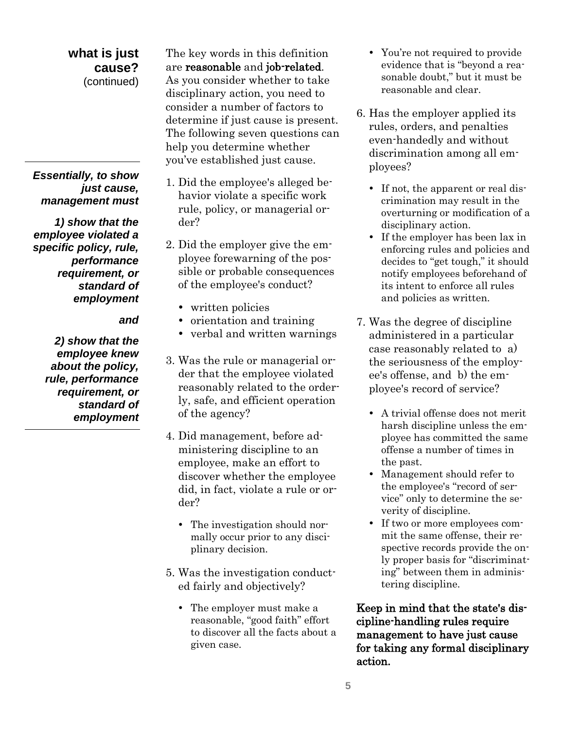## what is just cause? (continued)

***Essentially, to show just cause, management must***

***1) show that the employee violated a specific policy, rule, performance requirement, or standard of employment***

***and***

***2) show that the employee knew about the policy, rule, performance requirement, or standard of employment***

The key words in this definition are **reasonable** and **job-related**. As you consider whether to take disciplinary action, you need to consider a number of factors to determine if just cause is present. The following seven questions can help you determine whether you've established just cause.

1. Did the employee's alleged behavior violate a specific work rule, policy, or managerial order?
2. Did the employer give the employee forewarning of the possible or probable consequences of the employee's conduct?
   - written policies
   - orientation and training
   - verbal and written warnings
3. Was the rule or managerial order that the employee violated reasonably related to the orderly, safe, and efficient operation of the agency?
4. Did management, before administering discipline to an employee, make an effort to discover whether the employee did, in fact, violate a rule or order?
   - The investigation should normally occur prior to any disciplinary decision.
5. Was the investigation conducted fairly and objectively?
   - The employer must make a reasonable, "good faith" effort to discover all the facts about a given case.
   - You're not required to provide evidence that is "beyond a reasonable doubt," but it must be reasonable and clear.
6. Has the employer applied its rules, orders, and penalties even-handedly and without discrimination among all employees?
   - If not, the apparent or real discrimination may result in the overturning or modification of a disciplinary action.
   - If the employer has been lax in enforcing rules and policies and decides to "get tough," it should notify employees beforehand of its intent to enforce all rules and policies as written.
7. Was the degree of discipline administered in a particular case reasonably related to a) the seriousness of the employee's offense, and b) the employee's record of service?
   - A trivial offense does not merit harsh discipline unless the employee has committed the same offense a number of times in the past.
   - Management should refer to the employee's "record of service" only to determine the severity of discipline.
   - If two or more employees commit the same offense, their respective records provide the only proper basis for "discriminating" between them in administering discipline.

**Keep in mind that the state's discipline-handling rules require management to have just cause for taking any formal disciplinary action.**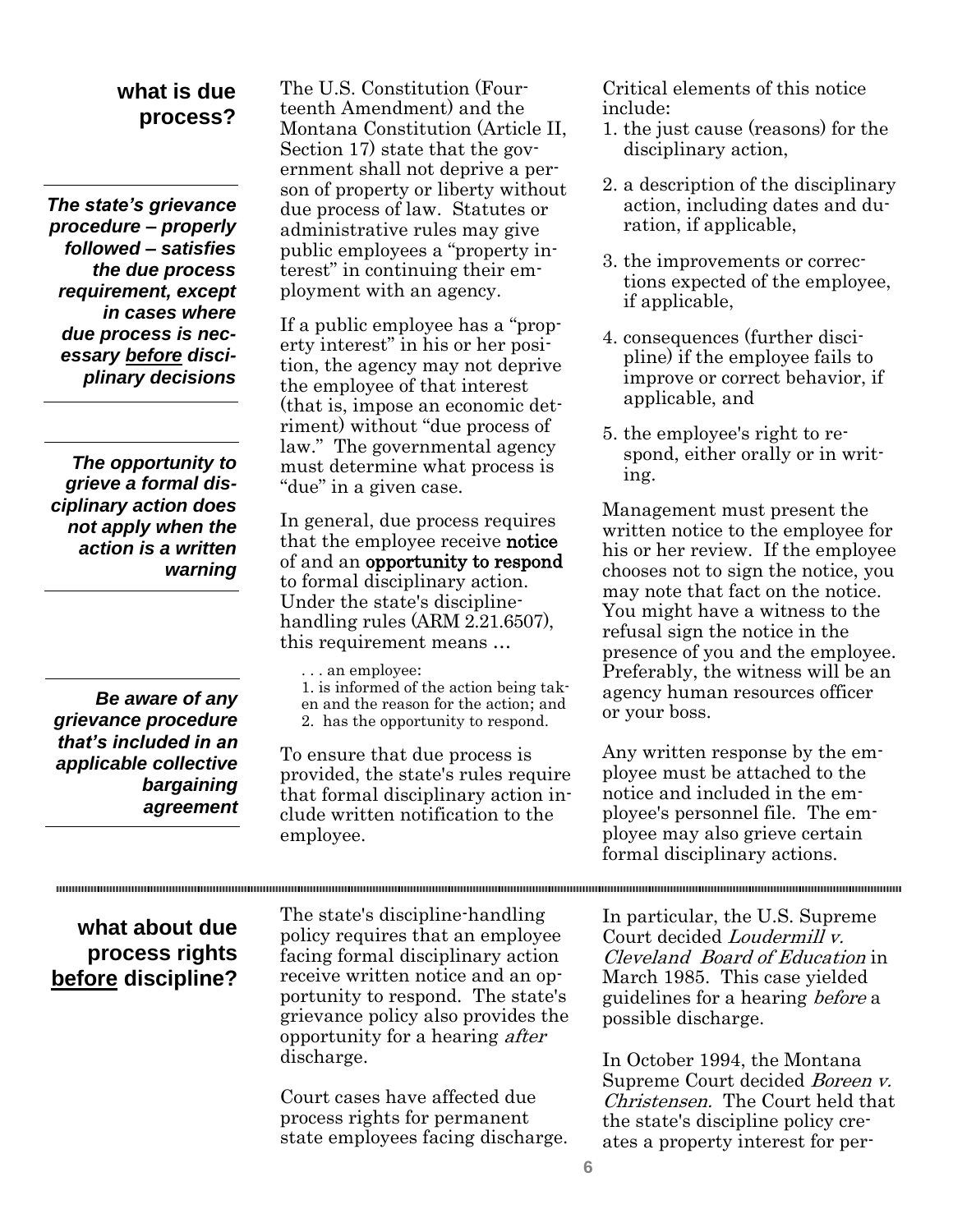## what is due process?

*The state's grievance procedure – properly followed – satisfies the due process requirement, except in cases where due process is necessary **before** disciplinary decisions*

*The opportunity to grieve a formal disciplinary action does not apply when the action is a written warning*

*Be aware of any grievance procedure that's included in an applicable collective bargaining agreement*

The U.S. Constitution (Fourteenth Amendment) and the Montana Constitution (Article II, Section 17) state that the government shall not deprive a person of property or liberty without due process of law. Statutes or administrative rules may give public employees a "property interest" in continuing their employment with an agency.

If a public employee has a "property interest" in his or her position, the agency may not deprive the employee of that interest (that is, impose an economic detriment) without "due process of law." The governmental agency must determine what process is "due" in a given case.

In general, due process requires that the employee receive **notice** of and an **opportunity to respond** to formal disciplinary action. Under the state's discipline-handling rules (ARM 2.21.6507), this requirement means …

> . . . an employee:
> 1. is informed of the action being taken and the reason for the action; and
> 2. has the opportunity to respond.

To ensure that due process is provided, the state's rules require that formal disciplinary action include written notification to the employee.

Critical elements of this notice include:

1. the just cause (reasons) for the disciplinary action,
2. a description of the disciplinary action, including dates and duration, if applicable,
3. the improvements or corrections expected of the employee, if applicable,
4. consequences (further discipline) if the employee fails to improve or correct behavior, if applicable, and
5. the employee's right to respond, either orally or in writing.

Management must present the written notice to the employee for his or her review. If the employee chooses not to sign the notice, you may note that fact on the notice. You might have a witness to the refusal sign the notice in the presence of you and the employee. Preferably, the witness will be an agency human resources officer or your boss.

Any written response by the employee must be attached to the notice and included in the employee's personnel file. The employee may also grieve certain formal disciplinary actions.

## what about due process rights before discipline?

The state's discipline-handling policy requires that an employee facing formal disciplinary action receive written notice and an opportunity to respond. The state's grievance policy also provides the opportunity for a hearing *after* discharge.

Court cases have affected due process rights for permanent state employees facing discharge.

In particular, the U.S. Supreme Court decided *Loudermill v. Cleveland Board of Education* in March 1985. This case yielded guidelines for a hearing *before* a possible discharge.

In October 1994, the Montana Supreme Court decided *Boreen v. Christensen.* The Court held that the state's discipline policy creates a property interest for per-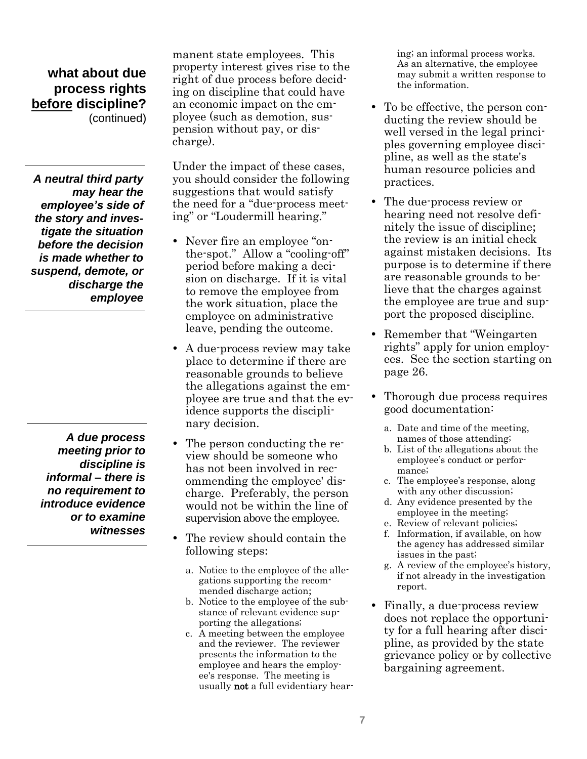## what about due process rights before discipline? (continued)

*A neutral third party may hear the employee's side of the story and investigate the situation before the decision is made whether to suspend, demote, or discharge the employee*

*A due process meeting prior to discipline is informal – there is no requirement to introduce evidence or to examine witnesses*

manent state employees. This property interest gives rise to the right of due process before deciding on discipline that could have an economic impact on the employee (such as demotion, suspension without pay, or discharge).

Under the impact of these cases, you should consider the following suggestions that would satisfy the need for a "due-process meeting" or "Loudermill hearing."

- Never fire an employee "on-the-spot." Allow a "cooling-off" period before making a decision on discharge. If it is vital to remove the employee from the work situation, place the employee on administrative leave, pending the outcome.
- A due-process review may take place to determine if there are reasonable grounds to believe the allegations against the employee are true and that the evidence supports the disciplinary decision.
- The person conducting the review should be someone who has not been involved in recommending the employee' discharge. Preferably, the person would not be within the line of supervision above the employee.
- The review should contain the following steps:
  a. Notice to the employee of the allegations supporting the recommended discharge action;
  b. Notice to the employee of the substance of relevant evidence supporting the allegations;
  c. A meeting between the employee and the reviewer. The reviewer presents the information to the employee and hears the employee's response. The meeting is usually **not** a full evidentiary hearing; an informal process works. As an alternative, the employee may submit a written response to the information.
- To be effective, the person conducting the review should be well versed in the legal principles governing employee discipline, as well as the state's human resource policies and practices.
- The due-process review or hearing need not resolve definitely the issue of discipline; the review is an initial check against mistaken decisions. Its purpose is to determine if there are reasonable grounds to believe that the charges against the employee are true and support the proposed discipline.
- Remember that "Weingarten rights" apply for union employees. See the section starting on page 26.
- Thorough due process requires good documentation:
  a. Date and time of the meeting, names of those attending;
  b. List of the allegations about the employee's conduct or performance;
  c. The employee's response, along with any other discussion;
  d. Any evidence presented by the employee in the meeting;
  e. Review of relevant policies;
  f. Information, if available, on how the agency has addressed similar issues in the past;
  g. A review of the employee's history, if not already in the investigation report.
- Finally, a due-process review does not replace the opportunity for a full hearing after discipline, as provided by the state grievance policy or by collective bargaining agreement.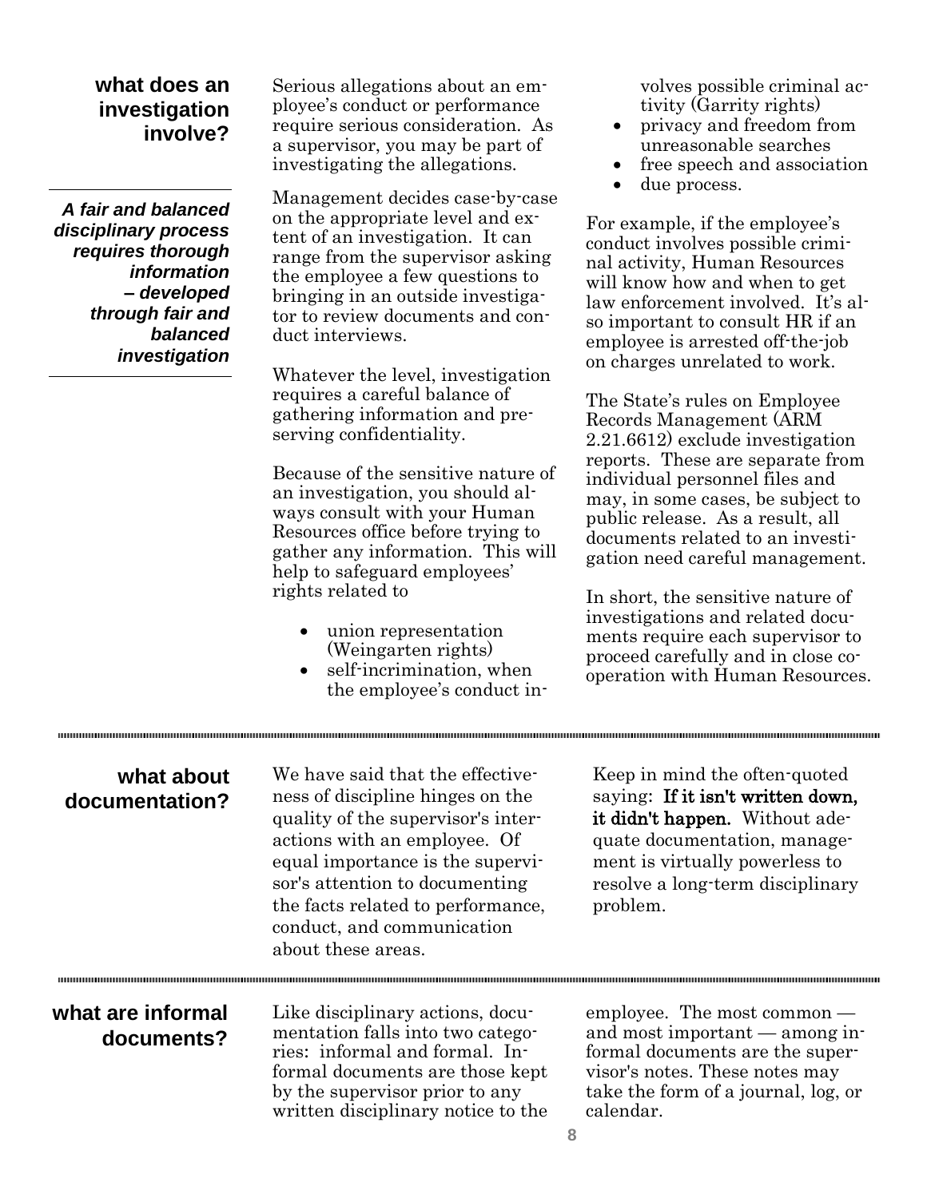## what does an investigation involve?

*A fair and balanced disciplinary process requires thorough information – developed through fair and balanced investigation*

Serious allegations about an employee's conduct or performance require serious consideration. As a supervisor, you may be part of investigating the allegations.

Management decides case-by-case on the appropriate level and extent of an investigation. It can range from the supervisor asking the employee a few questions to bringing in an outside investigator to review documents and conduct interviews.

Whatever the level, investigation requires a careful balance of gathering information and preserving confidentiality.

Because of the sensitive nature of an investigation, you should always consult with your Human Resources office before trying to gather any information. This will help to safeguard employees' rights related to

- union representation (Weingarten rights)
- self-incrimination, when the employee's conduct involves possible criminal activity (Garrity rights)
- privacy and freedom from unreasonable searches
- free speech and association
- due process.

For example, if the employee's conduct involves possible criminal activity, Human Resources will know how and when to get law enforcement involved. It's also important to consult HR if an employee is arrested off-the-job on charges unrelated to work.

The State's rules on Employee Records Management (ARM 2.21.6612) exclude investigation reports. These are separate from individual personnel files and may, in some cases, be subject to public release. As a result, all documents related to an investigation need careful management.

In short, the sensitive nature of investigations and related documents require each supervisor to proceed carefully and in close cooperation with Human Resources.

## what about documentation?

We have said that the effectiveness of discipline hinges on the quality of the supervisor's interactions with an employee. Of equal importance is the supervisor's attention to documenting the facts related to performance, conduct, and communication about these areas.

Keep in mind the often-quoted saying: **If it isn't written down, it didn't happen.** Without adequate documentation, management is virtually powerless to resolve a long-term disciplinary problem.

## what are informal documents?

Like disciplinary actions, documentation falls into two categories: informal and formal. Informal documents are those kept by the supervisor prior to any written disciplinary notice to the employee. The most common — and most important — among informal documents are the supervisor's notes. These notes may take the form of a journal, log, or calendar.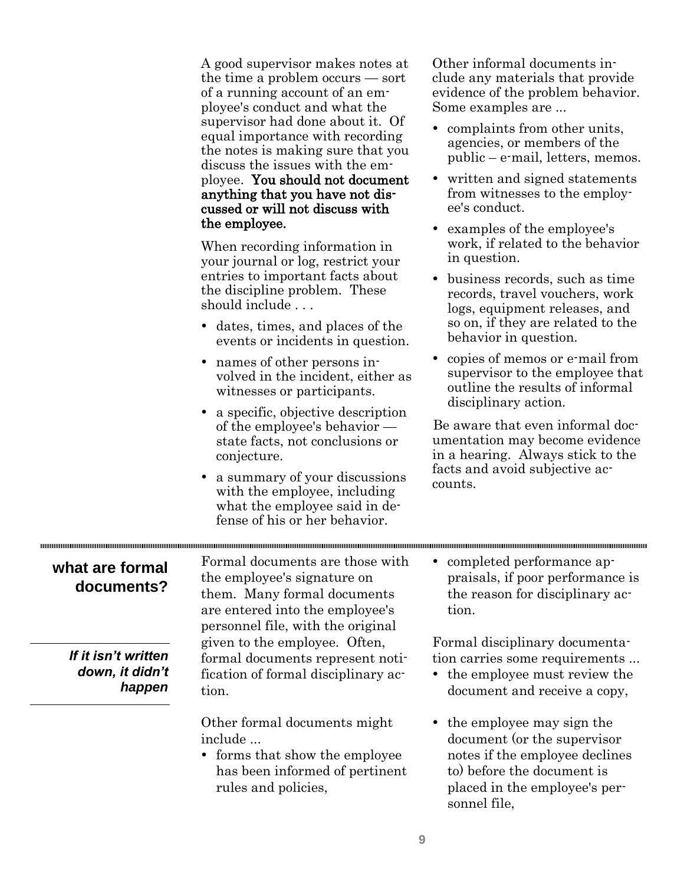A good supervisor makes notes at the time a problem occurs — sort of a running account of an employee's conduct and what the supervisor had done about it. Of equal importance with recording the notes is making sure that you discuss the issues with the employee. **You should not document anything that you have not discussed or will not discuss with the employee.**

When recording information in your journal or log, restrict your entries to important facts about the discipline problem. These should include . . .

- dates, times, and places of the events or incidents in question.
- names of other persons involved in the incident, either as witnesses or participants.
- a specific, objective description of the employee's behavior — state facts, not conclusions or conjecture.
- a summary of your discussions with the employee, including what the employee said in defense of his or her behavior.

Other informal documents include any materials that provide evidence of the problem behavior. Some examples are ...

- complaints from other units, agencies, or members of the public – e-mail, letters, memos.
- written and signed statements from witnesses to the employee's conduct.
- examples of the employee's work, if related to the behavior in question.
- business records, such as time records, travel vouchers, work logs, equipment releases, and so on, if they are related to the behavior in question.
- copies of memos or e-mail from supervisor to the employee that outline the results of informal disciplinary action.

Be aware that even informal documentation may become evidence in a hearing. Always stick to the facts and avoid subjective accounts.

## what are formal documents?

***If it isn't written down, it didn't happen***

Formal documents are those with the employee's signature on them. Many formal documents are entered into the employee's personnel file, with the original given to the employee. Often, formal documents represent notification of formal disciplinary action.

Other formal documents might include ...

- forms that show the employee has been informed of pertinent rules and policies,
- completed performance appraisals, if poor performance is the reason for disciplinary action.

Formal disciplinary documentation carries some requirements ...

- the employee must review the document and receive a copy,
- the employee may sign the document (or the supervisor notes if the employee declines to) before the document is placed in the employee's personnel file,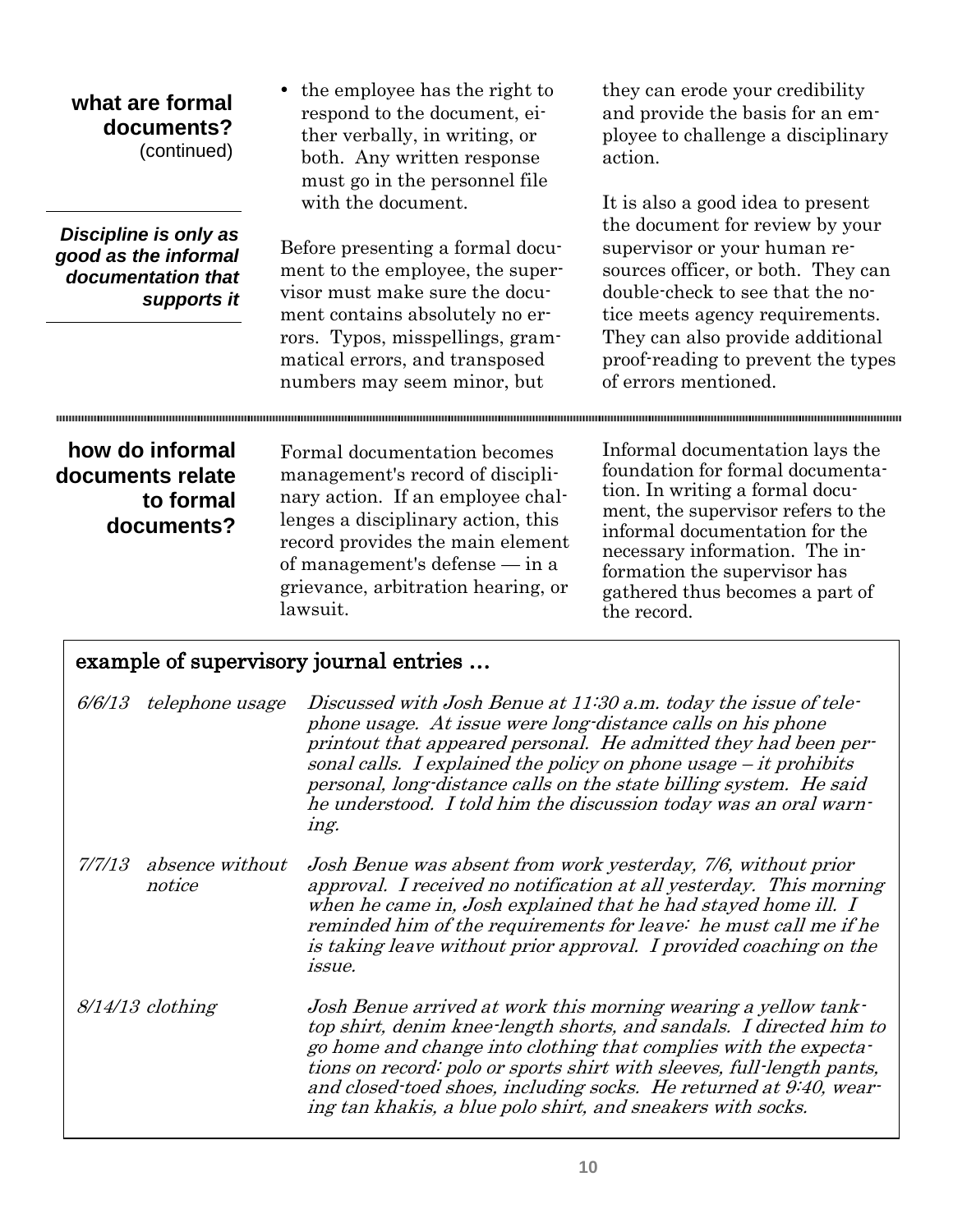## what are formal documents? (continued)

***Discipline is only as good as the informal documentation that supports it***

- the employee has the right to respond to the document, either verbally, in writing, or both. Any written response must go in the personnel file with the document.

Before presenting a formal document to the employee, the supervisor must make sure the document contains absolutely no errors. Typos, misspellings, grammatical errors, and transposed numbers may seem minor, but they can erode your credibility and provide the basis for an employee to challenge a disciplinary action.

It is also a good idea to present the document for review by your supervisor or your human resources officer, or both. They can double-check to see that the notice meets agency requirements. They can also provide additional proof-reading to prevent the types of errors mentioned.

## how do informal documents relate to formal documents?

Formal documentation becomes management's record of disciplinary action. If an employee challenges a disciplinary action, this record provides the main element of management's defense — in a grievance, arbitration hearing, or lawsuit.

Informal documentation lays the foundation for formal documentation. In writing a formal document, the supervisor refers to the informal documentation for the necessary information. The information the supervisor has gathered thus becomes a part of the record.

### example of supervisory journal entries …

| | | |
|---|---|---|
| *6/6/13* | *telephone usage* | *Discussed with Josh Benue at 11:30 a.m. today the issue of telephone usage. At issue were long-distance calls on his phone printout that appeared personal. He admitted they had been personal calls. I explained the policy on phone usage – it prohibits personal, long-distance calls on the state billing system. He said he understood. I told him the discussion today was an oral warning.* |
| *7/7/13* | *absence without notice* | *Josh Benue was absent from work yesterday, 7/6, without prior approval. I received no notification at all yesterday. This morning when he came in, Josh explained that he had stayed home ill. I reminded him of the requirements for leave: he must call me if he is taking leave without prior approval. I provided coaching on the issue.* |
| *8/14/13* | *clothing* | *Josh Benue arrived at work this morning wearing a yellow tank-top shirt, denim knee-length shorts, and sandals. I directed him to go home and change into clothing that complies with the expectations on record: polo or sports shirt with sleeves, full-length pants, and closed-toed shoes, including socks. He returned at 9:40, wearing tan khakis, a blue polo shirt, and sneakers with socks.* |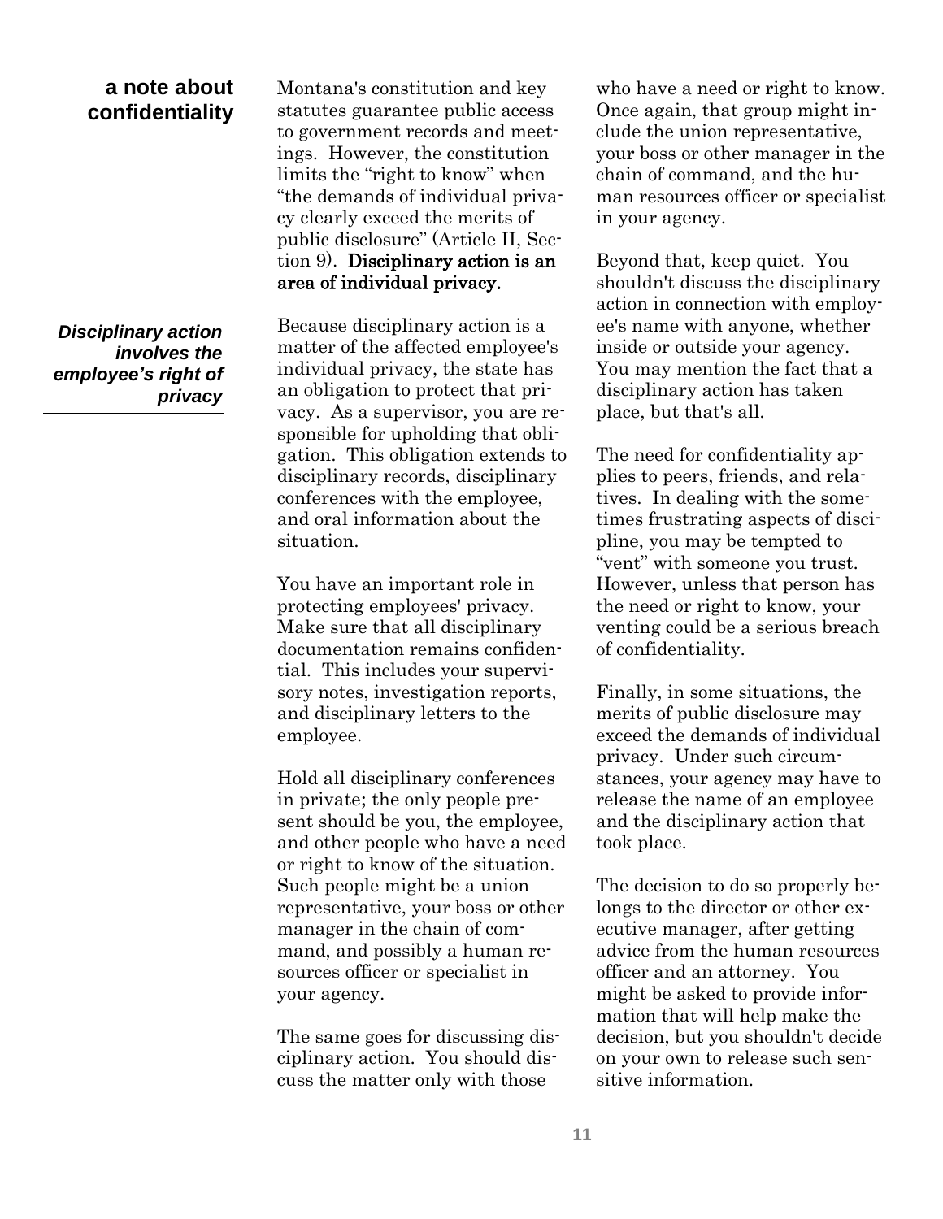## a note about confidentiality

Montana's constitution and key statutes guarantee public access to government records and meetings. However, the constitution limits the "right to know" when "the demands of individual privacy clearly exceed the merits of public disclosure" (Article II, Section 9). **Disciplinary action is an area of individual privacy.**

***Disciplinary action involves the employee's right of privacy***

Because disciplinary action is a matter of the affected employee's individual privacy, the state has an obligation to protect that privacy. As a supervisor, you are responsible for upholding that obligation. This obligation extends to disciplinary records, disciplinary conferences with the employee, and oral information about the situation.

You have an important role in protecting employees' privacy. Make sure that all disciplinary documentation remains confidential. This includes your supervisory notes, investigation reports, and disciplinary letters to the employee.

Hold all disciplinary conferences in private; the only people present should be you, the employee, and other people who have a need or right to know of the situation. Such people might be a union representative, your boss or other manager in the chain of command, and possibly a human resources officer or specialist in your agency.

The same goes for discussing disciplinary action. You should discuss the matter only with those who have a need or right to know. Once again, that group might include the union representative, your boss or other manager in the chain of command, and the human resources officer or specialist in your agency.

Beyond that, keep quiet. You shouldn't discuss the disciplinary action in connection with employee's name with anyone, whether inside or outside your agency. You may mention the fact that a disciplinary action has taken place, but that's all.

The need for confidentiality applies to peers, friends, and relatives. In dealing with the sometimes frustrating aspects of discipline, you may be tempted to "vent" with someone you trust. However, unless that person has the need or right to know, your venting could be a serious breach of confidentiality.

Finally, in some situations, the merits of public disclosure may exceed the demands of individual privacy. Under such circumstances, your agency may have to release the name of an employee and the disciplinary action that took place.

The decision to do so properly belongs to the director or other executive manager, after getting advice from the human resources officer and an attorney. You might be asked to provide information that will help make the decision, but you shouldn't decide on your own to release such sensitive information.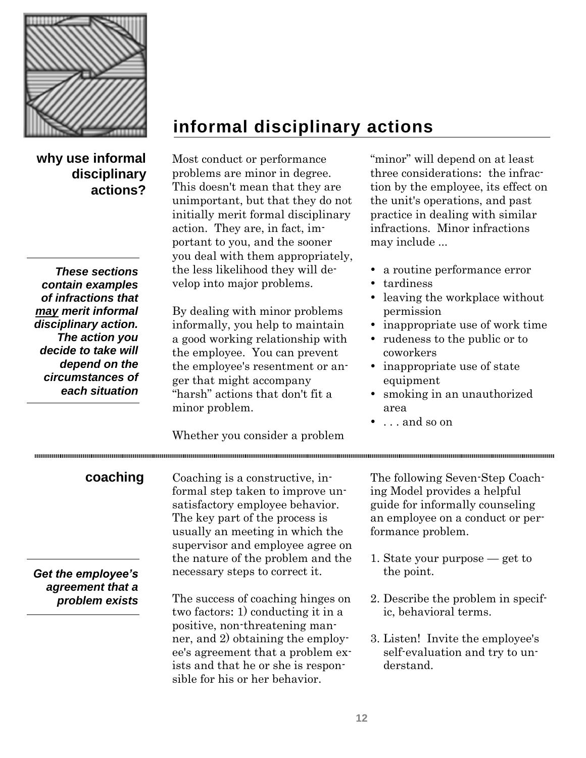# informal disciplinary actions

## why use informal disciplinary actions?

*These sections contain examples of infractions that <u>may</u> merit informal disciplinary action. The action you decide to take will depend on the circumstances of each situation*

Most conduct or performance problems are minor in degree. This doesn't mean that they are unimportant, but that they do not initially merit formal disciplinary action. They are, in fact, important to you, and the sooner you deal with them appropriately, the less likelihood they will develop into major problems.

By dealing with minor problems informally, you help to maintain a good working relationship with the employee. You can prevent the employee's resentment or anger that might accompany "harsh" actions that don't fit a minor problem.

Whether you consider a problem "minor" will depend on at least three considerations: the infraction by the employee, its effect on the unit's operations, and past practice in dealing with similar infractions. Minor infractions may include ...

- a routine performance error
- tardiness
- leaving the workplace without permission
- inappropriate use of work time
- rudeness to the public or to coworkers
- inappropriate use of state equipment
- smoking in an unauthorized area
- . . . and so on

## coaching

*Get the employee's agreement that a problem exists*

Coaching is a constructive, informal step taken to improve unsatisfactory employee behavior. The key part of the process is usually an meeting in which the supervisor and employee agree on the nature of the problem and the necessary steps to correct it.

The success of coaching hinges on two factors: 1) conducting it in a positive, non-threatening manner, and 2) obtaining the employee's agreement that a problem exists and that he or she is responsible for his or her behavior.

The following Seven-Step Coaching Model provides a helpful guide for informally counseling an employee on a conduct or performance problem.

1. State your purpose — get to the point.
2. Describe the problem in specific, behavioral terms.
3. Listen! Invite the employee's self-evaluation and try to understand.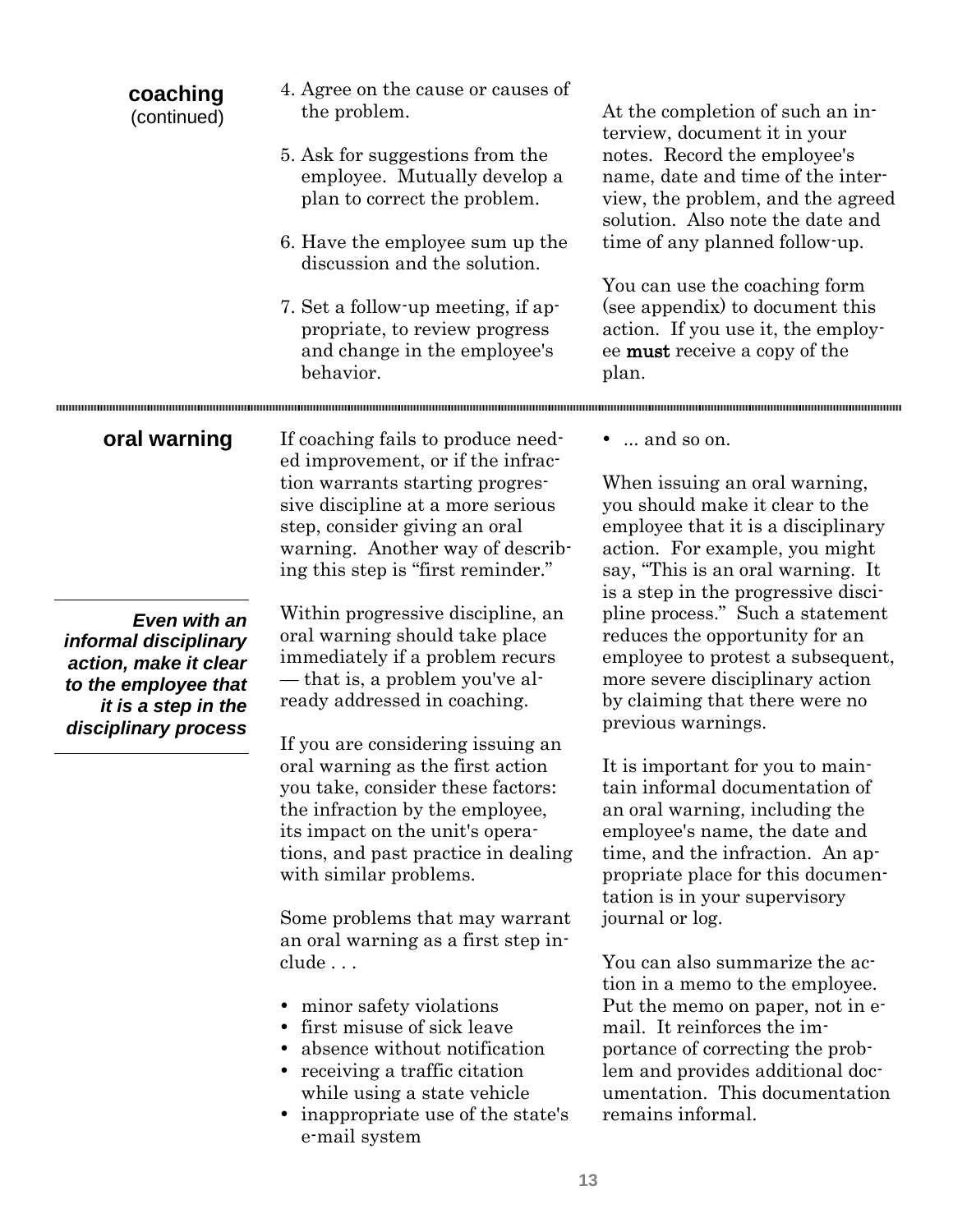## coaching (continued)

4. Agree on the cause or causes of the problem.

5. Ask for suggestions from the employee. Mutually develop a plan to correct the problem.

6. Have the employee sum up the discussion and the solution.

7. Set a follow-up meeting, if appropriate, to review progress and change in the employee's behavior.

At the completion of such an interview, document it in your notes. Record the employee's name, date and time of the interview, the problem, and the agreed solution. Also note the date and time of any planned follow-up.

You can use the coaching form (see appendix) to document this action. If you use it, the employee **must** receive a copy of the plan.

---

## oral warning

***Even with an informal disciplinary action, make it clear to the employee that it is a step in the disciplinary process***

If coaching fails to produce needed improvement, or if the infraction warrants starting progressive discipline at a more serious step, consider giving an oral warning. Another way of describing this step is "first reminder."

Within progressive discipline, an oral warning should take place immediately if a problem recurs — that is, a problem you've already addressed in coaching.

If you are considering issuing an oral warning as the first action you take, consider these factors: the infraction by the employee, its impact on the unit's operations, and past practice in dealing with similar problems.

Some problems that may warrant an oral warning as a first step include . . .

- minor safety violations
- first misuse of sick leave
- absence without notification
- receiving a traffic citation while using a state vehicle
- inappropriate use of the state's e-mail system
- ... and so on.

When issuing an oral warning, you should make it clear to the employee that it is a disciplinary action. For example, you might say, "This is an oral warning. It is a step in the progressive discipline process." Such a statement reduces the opportunity for an employee to protest a subsequent, more severe disciplinary action by claiming that there were no previous warnings.

It is important for you to maintain informal documentation of an oral warning, including the employee's name, the date and time, and the infraction. An appropriate place for this documentation is in your supervisory journal or log.

You can also summarize the action in a memo to the employee. Put the memo on paper, not in e-mail. It reinforces the importance of correcting the problem and provides additional documentation. This documentation remains informal.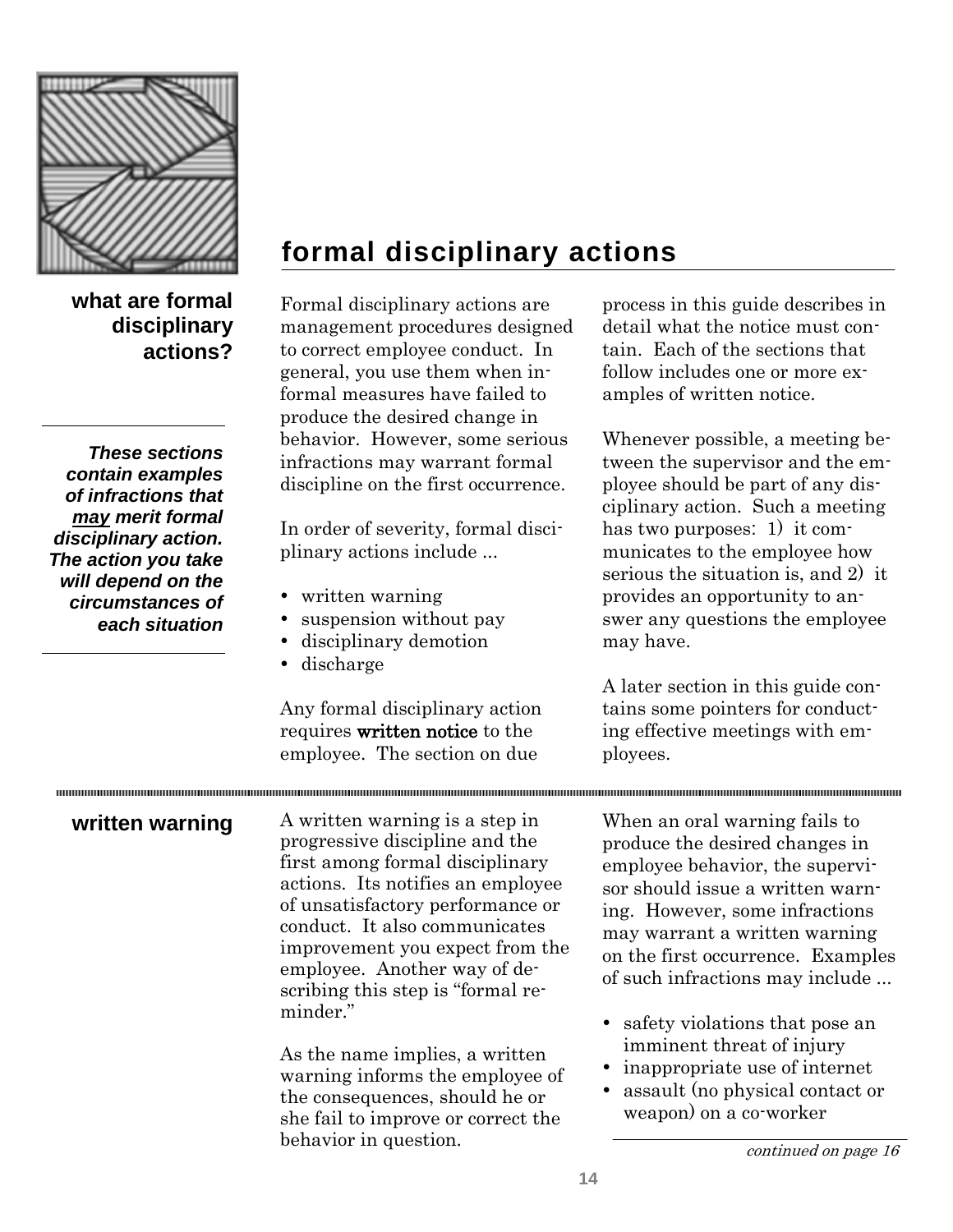# formal disciplinary actions

## what are formal disciplinary actions?

***These sections contain examples of infractions that may merit formal disciplinary action. The action you take will depend on the circumstances of each situation***

Formal disciplinary actions are management procedures designed to correct employee conduct. In general, you use them when informal measures have failed to produce the desired change in behavior. However, some serious infractions may warrant formal discipline on the first occurrence.

In order of severity, formal disciplinary actions include ...

- written warning
- suspension without pay
- disciplinary demotion
- discharge

Any formal disciplinary action requires **written notice** to the employee. The section on due process in this guide describes in detail what the notice must contain. Each of the sections that follow includes one or more examples of written notice.

Whenever possible, a meeting between the supervisor and the employee should be part of any disciplinary action. Such a meeting has two purposes: 1) it communicates to the employee how serious the situation is, and 2) it provides an opportunity to answer any questions the employee may have.

A later section in this guide contains some pointers for conducting effective meetings with employees.

## written warning

A written warning is a step in progressive discipline and the first among formal disciplinary actions. Its notifies an employee of unsatisfactory performance or conduct. It also communicates improvement you expect from the employee. Another way of describing this step is "formal reminder."

As the name implies, a written warning informs the employee of the consequences, should he or she fail to improve or correct the behavior in question.

When an oral warning fails to produce the desired changes in employee behavior, the supervisor should issue a written warning. However, some infractions may warrant a written warning on the first occurrence. Examples of such infractions may include ...

- safety violations that pose an imminent threat of injury
- inappropriate use of internet
- assault (no physical contact or weapon) on a co-worker

*continued on page 16*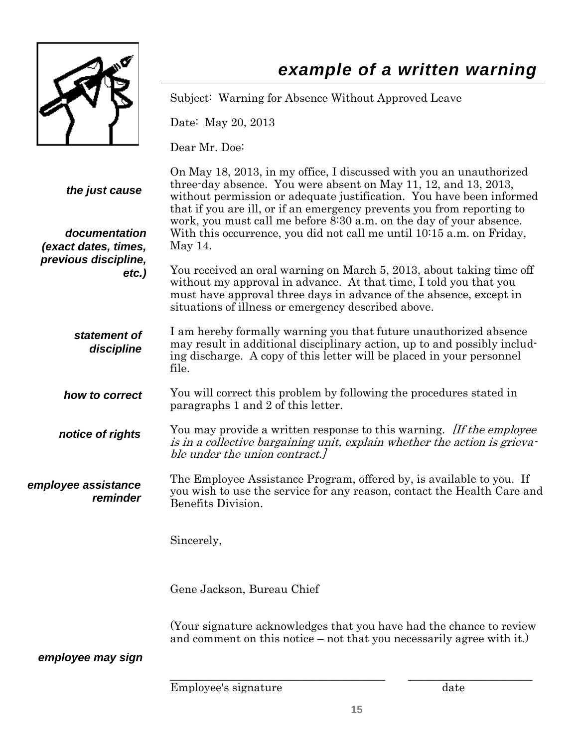## example of a written warning

Subject: Warning for Absence Without Approved Leave

Date: May 20, 2013

Dear Mr. Doe:

***the just cause***

***documentation (exact dates, times, previous discipline, etc.)***

On May 18, 2013, in my office, I discussed with you an unauthorized three-day absence. You were absent on May 11, 12, and 13, 2013, without permission or adequate justification. You have been informed that if you are ill, or if an emergency prevents you from reporting to work, you must call me before 8:30 a.m. on the day of your absence. With this occurrence, you did not call me until 10:15 a.m. on Friday, May 14.

You received an oral warning on March 5, 2013, about taking time off without my approval in advance. At that time, I told you that you must have approval three days in advance of the absence, except in situations of illness or emergency described above.

***statement of discipline***

I am hereby formally warning you that future unauthorized absence may result in additional disciplinary action, up to and possibly including discharge. A copy of this letter will be placed in your personnel file.

***how to correct***

You will correct this problem by following the procedures stated in paragraphs 1 and 2 of this letter.

***notice of rights***

You may provide a written response to this warning. *[If the employee is in a collective bargaining unit, explain whether the action is grievable under the union contract.]*

***employee assistance reminder***

The Employee Assistance Program, offered by, is available to you. If you wish to use the service for any reason, contact the Health Care and Benefits Division.

Sincerely,

Gene Jackson, Bureau Chief

(Your signature acknowledges that you have had the chance to review and comment on this notice – not that you necessarily agree with it.)

***employee may sign***

\_\_\_\_\_\_\_\_\_\_\_\_\_\_\_\_\_\_\_\_\_\_\_\_\_\_\_\_\_\_\_\_\_\_\_\_\_\_\_ \_\_\_\_\_\_\_\_\_\_\_\_\_\_\_\_\_\_\_\_\_\_

Employee's signature date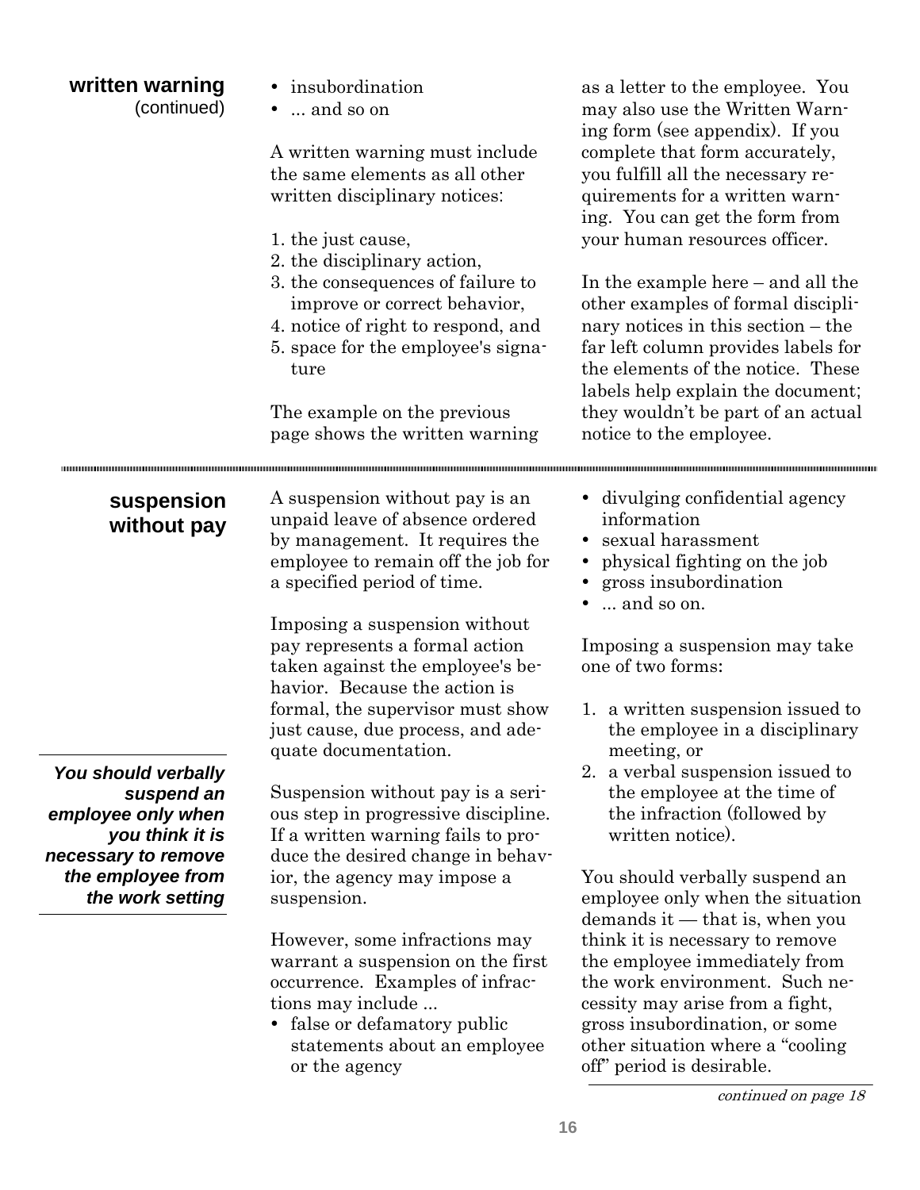## written warning (continued)

- insubordination
- ... and so on

A written warning must include the same elements as all other written disciplinary notices:

1. the just cause,
2. the disciplinary action,
3. the consequences of failure to improve or correct behavior,
4. notice of right to respond, and
5. space for the employee's signature

The example on the previous page shows the written warning as a letter to the employee. You may also use the Written Warning form (see appendix). If you complete that form accurately, you fulfill all the necessary requirements for a written warning. You can get the form from your human resources officer.

In the example here – and all the other examples of formal disciplinary notices in this section – the far left column provides labels for the elements of the notice. These labels help explain the document; they wouldn't be part of an actual notice to the employee.

---

## suspension without pay

A suspension without pay is an unpaid leave of absence ordered by management. It requires the employee to remain off the job for a specified period of time.

Imposing a suspension without pay represents a formal action taken against the employee's behavior. Because the action is formal, the supervisor must show just cause, due process, and adequate documentation.

Suspension without pay is a serious step in progressive discipline. If a written warning fails to produce the desired change in behavior, the agency may impose a suspension.

However, some infractions may warrant a suspension on the first occurrence. Examples of infractions may include ...

- false or defamatory public statements about an employee or the agency
- divulging confidential agency information
- sexual harassment
- physical fighting on the job
- gross insubordination
- ... and so on.

Imposing a suspension may take one of two forms:

1. a written suspension issued to the employee in a disciplinary meeting, or
2. a verbal suspension issued to the employee at the time of the infraction (followed by written notice).

***You should verbally suspend an employee only when you think it is necessary to remove the employee from the work setting***

You should verbally suspend an employee only when the situation demands it — that is, when you think it is necessary to remove the employee immediately from the work environment. Such necessity may arise from a fight, gross insubordination, or some other situation where a "cooling off" period is desirable.

*continued on page 18*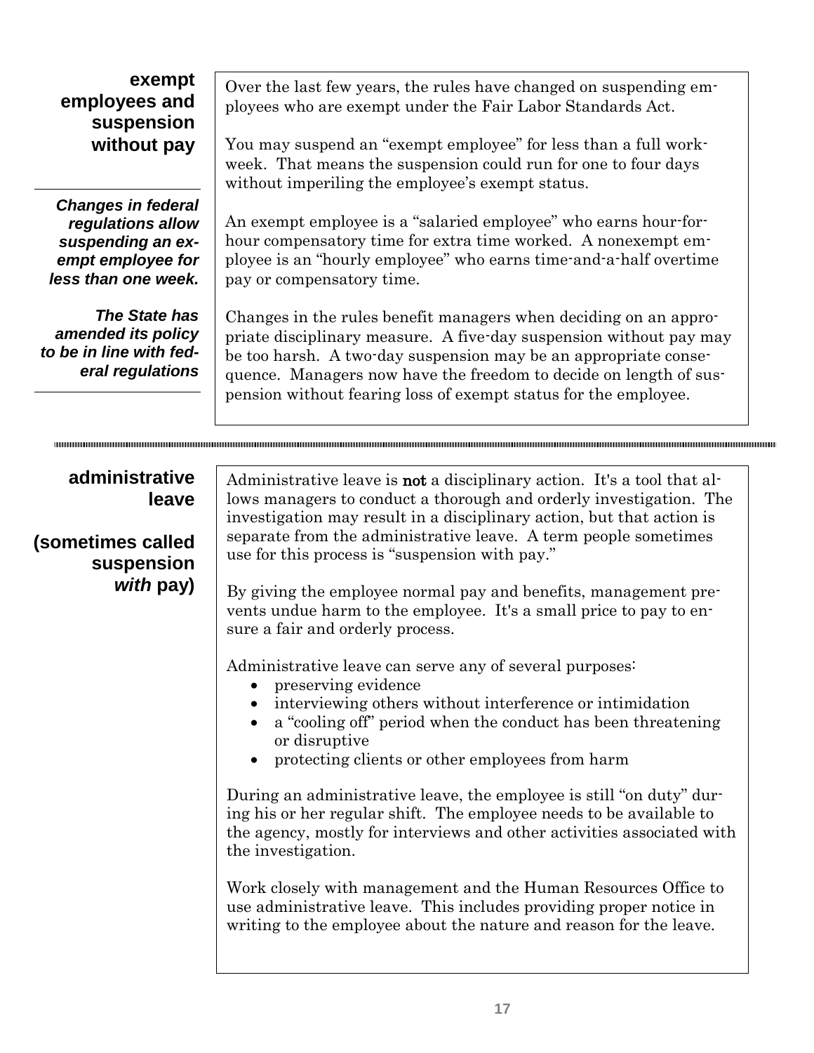## exempt employees and suspension without pay

***Changes in federal regulations allow suspending an exempt employee for less than one week.***

***The State has amended its policy to be in line with federal regulations***

Over the last few years, the rules have changed on suspending employees who are exempt under the Fair Labor Standards Act.

You may suspend an "exempt employee" for less than a full workweek. That means the suspension could run for one to four days without imperiling the employee's exempt status.

An exempt employee is a "salaried employee" who earns hour-for-hour compensatory time for extra time worked. A nonexempt employee is an "hourly employee" who earns time-and-a-half overtime pay or compensatory time.

Changes in the rules benefit managers when deciding on an appropriate disciplinary measure. A five-day suspension without pay may be too harsh. A two-day suspension may be an appropriate consequence. Managers now have the freedom to decide on length of suspension without fearing loss of exempt status for the employee.

---

## administrative leave

## (sometimes called suspension *with* pay)

Administrative leave is **not** a disciplinary action. It's a tool that allows managers to conduct a thorough and orderly investigation. The investigation may result in a disciplinary action, but that action is separate from the administrative leave. A term people sometimes use for this process is "suspension with pay."

By giving the employee normal pay and benefits, management prevents undue harm to the employee. It's a small price to pay to ensure a fair and orderly process.

Administrative leave can serve any of several purposes:

- preserving evidence
- interviewing others without interference or intimidation
- a "cooling off" period when the conduct has been threatening or disruptive
- protecting clients or other employees from harm

During an administrative leave, the employee is still "on duty" during his or her regular shift. The employee needs to be available to the agency, mostly for interviews and other activities associated with the investigation.

Work closely with management and the Human Resources Office to use administrative leave. This includes providing proper notice in writing to the employee about the nature and reason for the leave.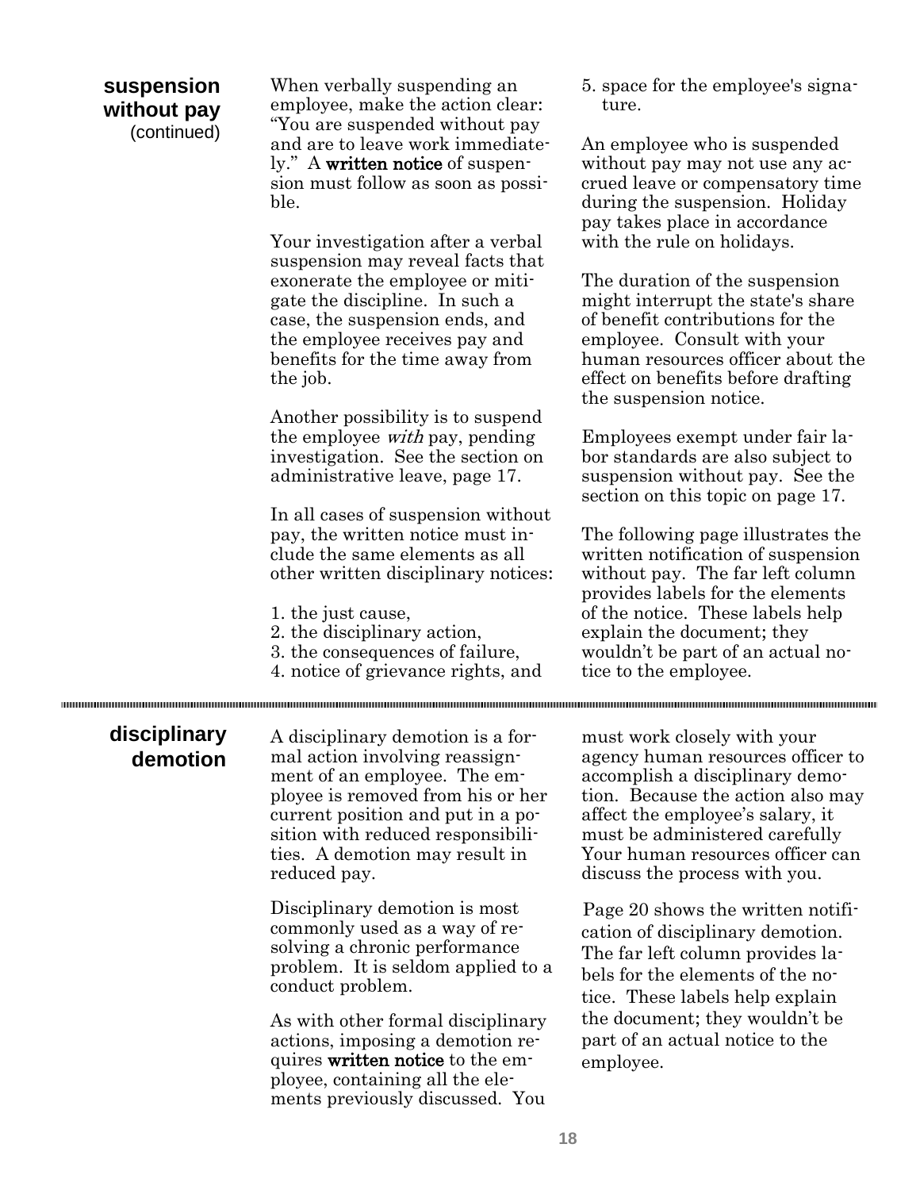## suspension without pay (continued)

When verbally suspending an employee, make the action clear: "You are suspended without pay and are to leave work immediately." A **written notice** of suspension must follow as soon as possible.

Your investigation after a verbal suspension may reveal facts that exonerate the employee or mitigate the discipline. In such a case, the suspension ends, and the employee receives pay and benefits for the time away from the job.

Another possibility is to suspend the employee *with* pay, pending investigation. See the section on administrative leave, page 17.

In all cases of suspension without pay, the written notice must include the same elements as all other written disciplinary notices:

1. the just cause,
2. the disciplinary action,
3. the consequences of failure,
4. notice of grievance rights, and
5. space for the employee's signature.

An employee who is suspended without pay may not use any accrued leave or compensatory time during the suspension. Holiday pay takes place in accordance with the rule on holidays.

The duration of the suspension might interrupt the state's share of benefit contributions for the employee. Consult with your human resources officer about the effect on benefits before drafting the suspension notice.

Employees exempt under fair labor standards are also subject to suspension without pay. See the section on this topic on page 17.

The following page illustrates the written notification of suspension without pay. The far left column provides labels for the elements of the notice. These labels help explain the document; they wouldn't be part of an actual notice to the employee.

---

## disciplinary demotion

A disciplinary demotion is a formal action involving reassignment of an employee. The employee is removed from his or her current position and put in a position with reduced responsibilities. A demotion may result in reduced pay.

Disciplinary demotion is most commonly used as a way of resolving a chronic performance problem. It is seldom applied to a conduct problem.

As with other formal disciplinary actions, imposing a demotion requires **written notice** to the employee, containing all the elements previously discussed. You must work closely with your agency human resources officer to accomplish a disciplinary demotion. Because the action also may affect the employee's salary, it must be administered carefully Your human resources officer can discuss the process with you.

Page 20 shows the written notification of disciplinary demotion. The far left column provides labels for the elements of the notice. These labels help explain the document; they wouldn't be part of an actual notice to the employee.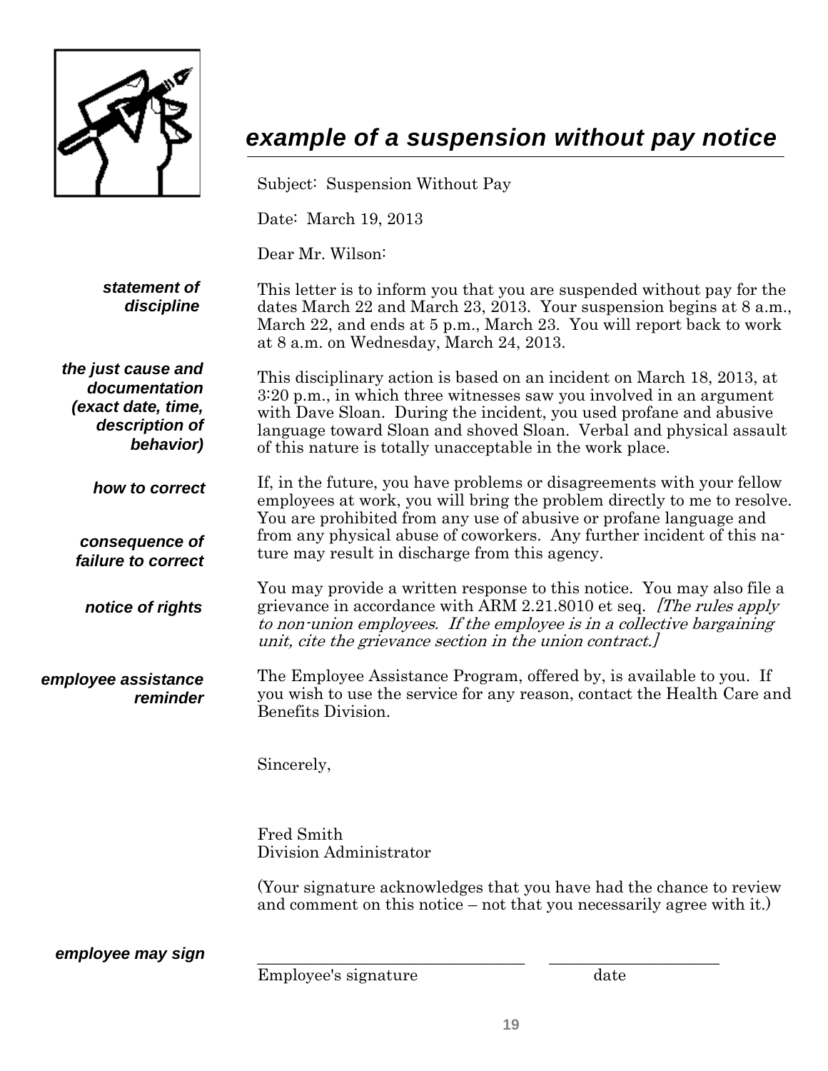## *example of a suspension without pay notice*

Subject: Suspension Without Pay

Date: March 19, 2013

Dear Mr. Wilson:

***statement of discipline***

This letter is to inform you that you are suspended without pay for the dates March 22 and March 23, 2013. Your suspension begins at 8 a.m., March 22, and ends at 5 p.m., March 23. You will report back to work at 8 a.m. on Wednesday, March 24, 2013.

***the just cause and documentation (exact date, time, description of behavior)***

This disciplinary action is based on an incident on March 18, 2013, at 3:20 p.m., in which three witnesses saw you involved in an argument with Dave Sloan. During the incident, you used profane and abusive language toward Sloan and shoved Sloan. Verbal and physical assault of this nature is totally unacceptable in the work place.

***how to correct***

***consequence of failure to correct***

If, in the future, you have problems or disagreements with your fellow employees at work, you will bring the problem directly to me to resolve. You are prohibited from any use of abusive or profane language and from any physical abuse of coworkers. Any further incident of this nature may result in discharge from this agency.

***notice of rights***

You may provide a written response to this notice. You may also file a grievance in accordance with ARM 2.21.8010 et seq. *[The rules apply to non-union employees. If the employee is in a collective bargaining unit, cite the grievance section in the union contract.]*

***employee assistance reminder***

The Employee Assistance Program, offered by, is available to you. If you wish to use the service for any reason, contact the Health Care and Benefits Division.

Sincerely,

Fred Smith
Division Administrator

(Your signature acknowledges that you have had the chance to review and comment on this notice – not that you necessarily agree with it.)

***employee may sign***

_________________________________ ____________________
Employee's signature date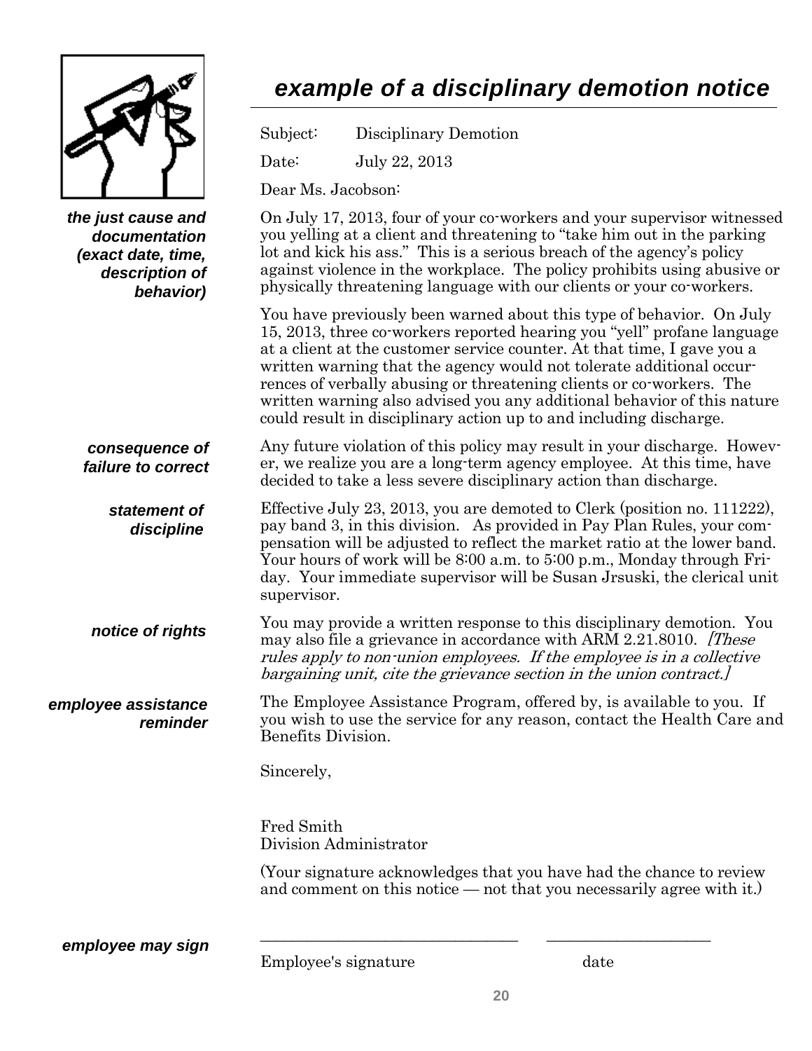# *example of a disciplinary demotion notice*

Subject: Disciplinary Demotion

Date: July 22, 2013

Dear Ms. Jacobson:

***the just cause and documentation (exact date, time, description of behavior)***

On July 17, 2013, four of your co-workers and your supervisor witnessed you yelling at a client and threatening to "take him out in the parking lot and kick his ass." This is a serious breach of the agency's policy against violence in the workplace. The policy prohibits using abusive or physically threatening language with our clients or your co-workers.

You have previously been warned about this type of behavior. On July 15, 2013, three co-workers reported hearing you "yell" profane language at a client at the customer service counter. At that time, I gave you a written warning that the agency would not tolerate additional occurrences of verbally abusing or threatening clients or co-workers. The written warning also advised you any additional behavior of this nature could result in disciplinary action up to and including discharge.

***consequence of failure to correct***

Any future violation of this policy may result in your discharge. However, we realize you are a long-term agency employee. At this time, have decided to take a less severe disciplinary action than discharge.

***statement of discipline***

Effective July 23, 2013, you are demoted to Clerk (position no. 111222), pay band 3, in this division. As provided in Pay Plan Rules, your compensation will be adjusted to reflect the market ratio at the lower band. Your hours of work will be 8:00 a.m. to 5:00 p.m., Monday through Friday. Your immediate supervisor will be Susan Jrsuski, the clerical unit supervisor.

***notice of rights***

You may provide a written response to this disciplinary demotion. You may also file a grievance in accordance with ARM 2.21.8010. *[These rules apply to non-union employees. If the employee is in a collective bargaining unit, cite the grievance section in the union contract.]*

***employee assistance reminder***

The Employee Assistance Program, offered by, is available to you. If you wish to use the service for any reason, contact the Health Care and Benefits Division.

Sincerely,

Fred Smith
Division Administrator

(Your signature acknowledges that you have had the chance to review and comment on this notice — not that you necessarily agree with it.)

***employee may sign***

\_\_\_\_\_\_\_\_\_\_\_\_\_\_\_\_\_\_\_\_\_\_\_\_\_\_\_\_\_\_\_\_ \_\_\_\_\_\_\_\_\_\_\_\_\_\_\_\_\_\_\_\_

Employee's signature date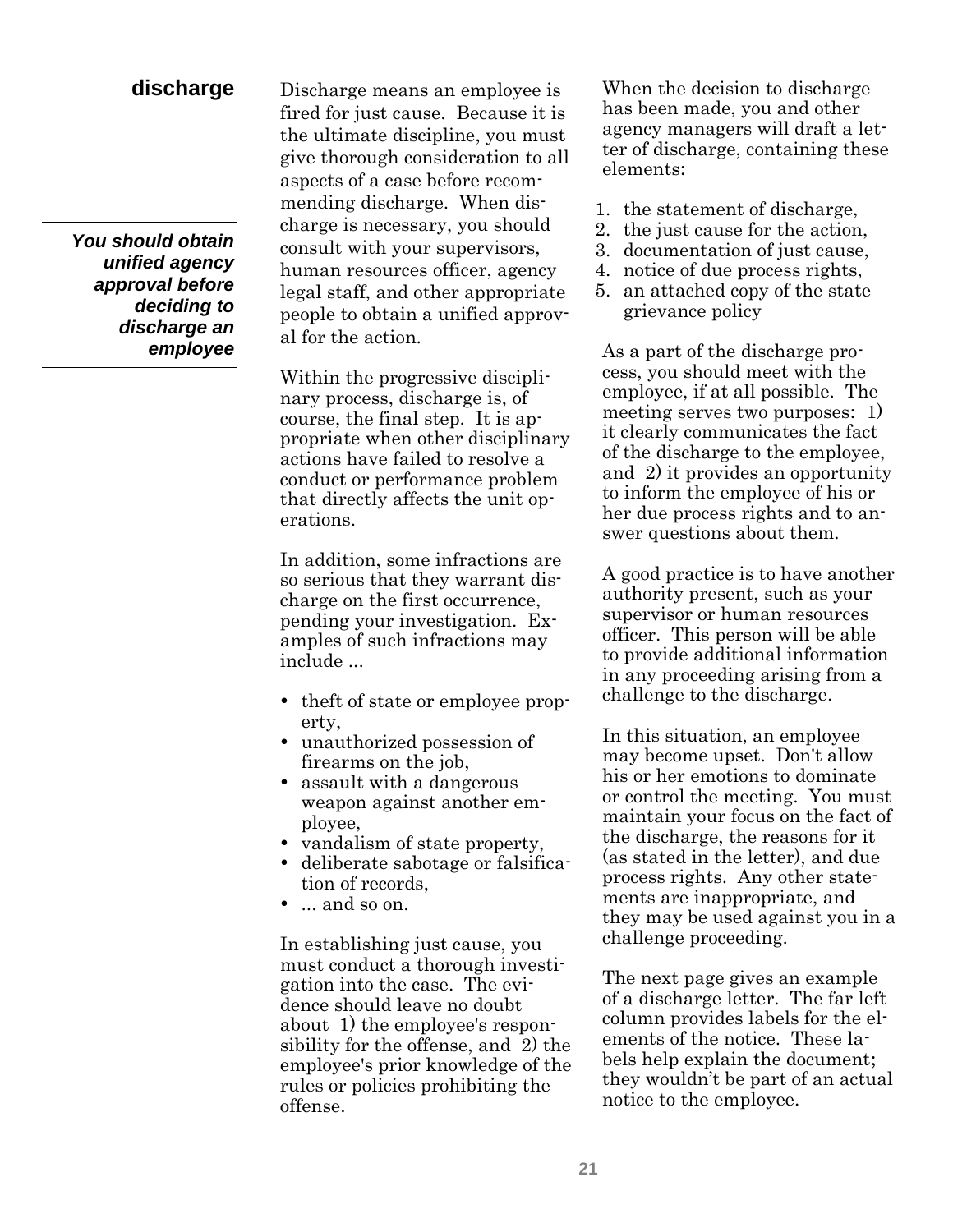## discharge

***You should obtain unified agency approval before deciding to discharge an employee***

Discharge means an employee is fired for just cause. Because it is the ultimate discipline, you must give thorough consideration to all aspects of a case before recommending discharge. When discharge is necessary, you should consult with your supervisors, human resources officer, agency legal staff, and other appropriate people to obtain a unified approval for the action.

Within the progressive disciplinary process, discharge is, of course, the final step. It is appropriate when other disciplinary actions have failed to resolve a conduct or performance problem that directly affects the unit operations.

In addition, some infractions are so serious that they warrant discharge on the first occurrence, pending your investigation. Examples of such infractions may include ...

- theft of state or employee property,
- unauthorized possession of firearms on the job,
- assault with a dangerous weapon against another employee,
- vandalism of state property,
- deliberate sabotage or falsification of records,
- ... and so on.

In establishing just cause, you must conduct a thorough investigation into the case. The evidence should leave no doubt about 1) the employee's responsibility for the offense, and 2) the employee's prior knowledge of the rules or policies prohibiting the offense.

When the decision to discharge has been made, you and other agency managers will draft a letter of discharge, containing these elements:

1. the statement of discharge,
2. the just cause for the action,
3. documentation of just cause,
4. notice of due process rights,
5. an attached copy of the state grievance policy

As a part of the discharge process, you should meet with the employee, if at all possible. The meeting serves two purposes: 1) it clearly communicates the fact of the discharge to the employee, and 2) it provides an opportunity to inform the employee of his or her due process rights and to answer questions about them.

A good practice is to have another authority present, such as your supervisor or human resources officer. This person will be able to provide additional information in any proceeding arising from a challenge to the discharge.

In this situation, an employee may become upset. Don't allow his or her emotions to dominate or control the meeting. You must maintain your focus on the fact of the discharge, the reasons for it (as stated in the letter), and due process rights. Any other statements are inappropriate, and they may be used against you in a challenge proceeding.

The next page gives an example of a discharge letter. The far left column provides labels for the elements of the notice. These labels help explain the document; they wouldn't be part of an actual notice to the employee.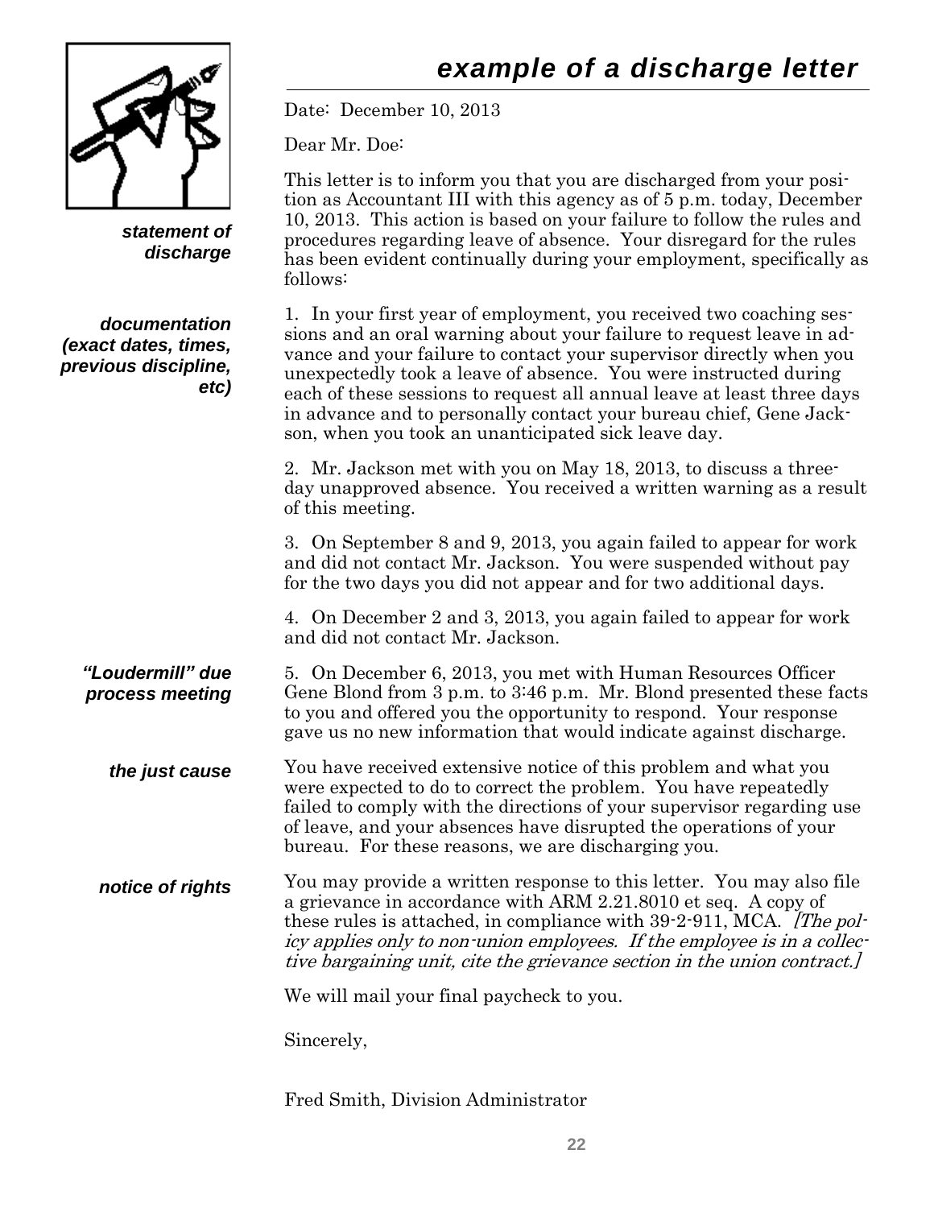# *example of a discharge letter*

Date: December 10, 2013

Dear Mr. Doe:

***statement of discharge***

This letter is to inform you that you are discharged from your position as Accountant III with this agency as of 5 p.m. today, December 10, 2013. This action is based on your failure to follow the rules and procedures regarding leave of absence. Your disregard for the rules has been evident continually during your employment, specifically as follows:

***documentation (exact dates, times, previous discipline, etc)***

1. In your first year of employment, you received two coaching sessions and an oral warning about your failure to request leave in advance and your failure to contact your supervisor directly when you unexpectedly took a leave of absence. You were instructed during each of these sessions to request all annual leave at least three days in advance and to personally contact your bureau chief, Gene Jackson, when you took an unanticipated sick leave day.

2. Mr. Jackson met with you on May 18, 2013, to discuss a three-day unapproved absence. You received a written warning as a result of this meeting.

3. On September 8 and 9, 2013, you again failed to appear for work and did not contact Mr. Jackson. You were suspended without pay for the two days you did not appear and for two additional days.

4. On December 2 and 3, 2013, you again failed to appear for work and did not contact Mr. Jackson.

***"Loudermill" due process meeting***

5. On December 6, 2013, you met with Human Resources Officer Gene Blond from 3 p.m. to 3:46 p.m. Mr. Blond presented these facts to you and offered you the opportunity to respond. Your response gave us no new information that would indicate against discharge.

***the just cause***

You have received extensive notice of this problem and what you were expected to do to correct the problem. You have repeatedly failed to comply with the directions of your supervisor regarding use of leave, and your absences have disrupted the operations of your bureau. For these reasons, we are discharging you.

***notice of rights***

You may provide a written response to this letter. You may also file a grievance in accordance with ARM 2.21.8010 et seq. A copy of these rules is attached, in compliance with 39-2-911, MCA. *[The policy applies only to non-union employees. If the employee is in a collective bargaining unit, cite the grievance section in the union contract.]*

We will mail your final paycheck to you.

Sincerely,

Fred Smith, Division Administrator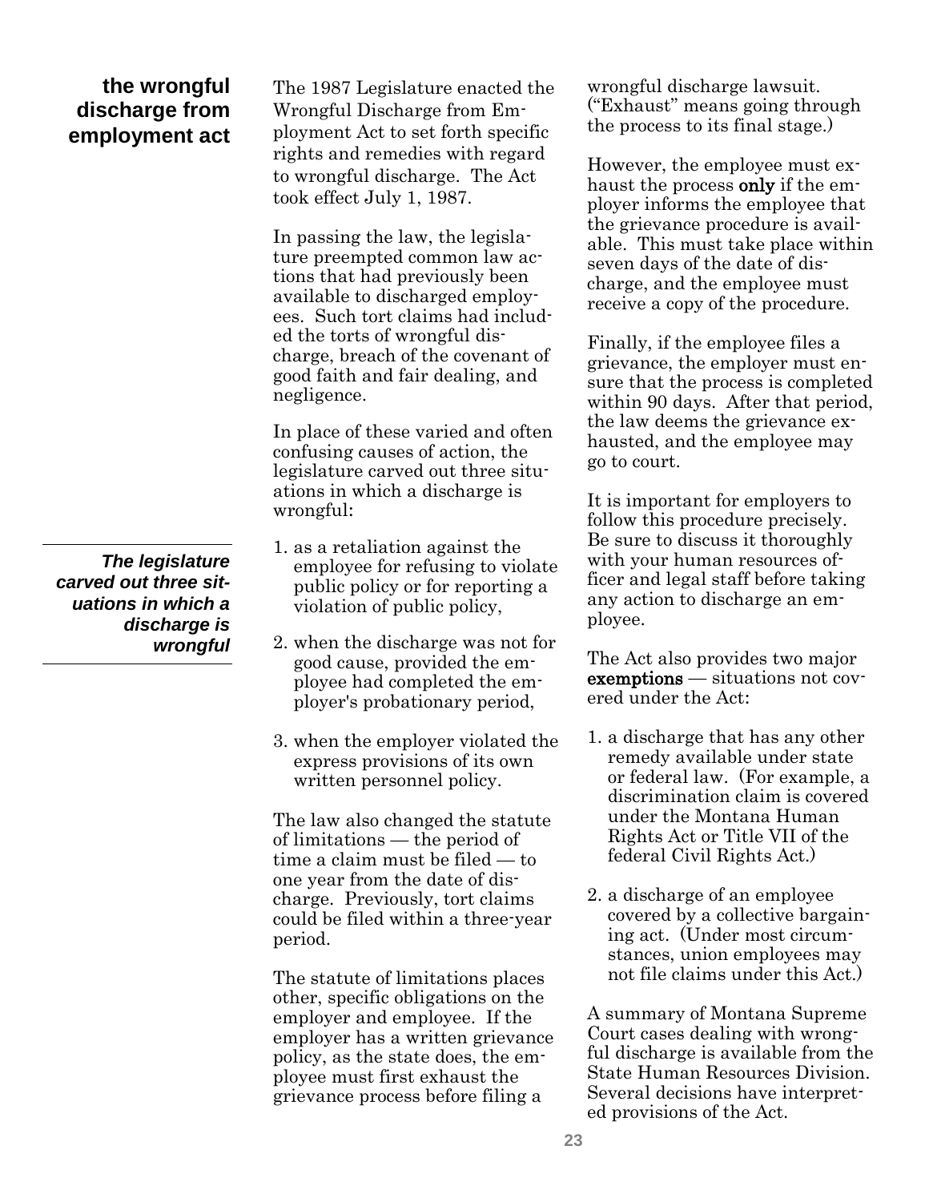## the wrongful discharge from employment act

*The legislature carved out three situations in which a discharge is wrongful*

The 1987 Legislature enacted the Wrongful Discharge from Employment Act to set forth specific rights and remedies with regard to wrongful discharge. The Act took effect July 1, 1987.

In passing the law, the legislature preempted common law actions that had previously been available to discharged employees. Such tort claims had included the torts of wrongful discharge, breach of the covenant of good faith and fair dealing, and negligence.

In place of these varied and often confusing causes of action, the legislature carved out three situations in which a discharge is wrongful:

1. as a retaliation against the employee for refusing to violate public policy or for reporting a violation of public policy,
2. when the discharge was not for good cause, provided the employee had completed the employer's probationary period,
3. when the employer violated the express provisions of its own written personnel policy.

The law also changed the statute of limitations — the period of time a claim must be filed — to one year from the date of discharge. Previously, tort claims could be filed within a three-year period.

The statute of limitations places other, specific obligations on the employer and employee. If the employer has a written grievance policy, as the state does, the employee must first exhaust the grievance process before filing a wrongful discharge lawsuit. ("Exhaust" means going through the process to its final stage.)

However, the employee must exhaust the process **only** if the employer informs the employee that the grievance procedure is available. This must take place within seven days of the date of discharge, and the employee must receive a copy of the procedure.

Finally, if the employee files a grievance, the employer must ensure that the process is completed within 90 days. After that period, the law deems the grievance exhausted, and the employee may go to court.

It is important for employers to follow this procedure precisely. Be sure to discuss it thoroughly with your human resources officer and legal staff before taking any action to discharge an employee.

The Act also provides two major **exemptions** — situations not covered under the Act:

1. a discharge that has any other remedy available under state or federal law. (For example, a discrimination claim is covered under the Montana Human Rights Act or Title VII of the federal Civil Rights Act.)
2. a discharge of an employee covered by a collective bargaining act. (Under most circumstances, union employees may not file claims under this Act.)

A summary of Montana Supreme Court cases dealing with wrongful discharge is available from the State Human Resources Division. Several decisions have interpreted provisions of the Act.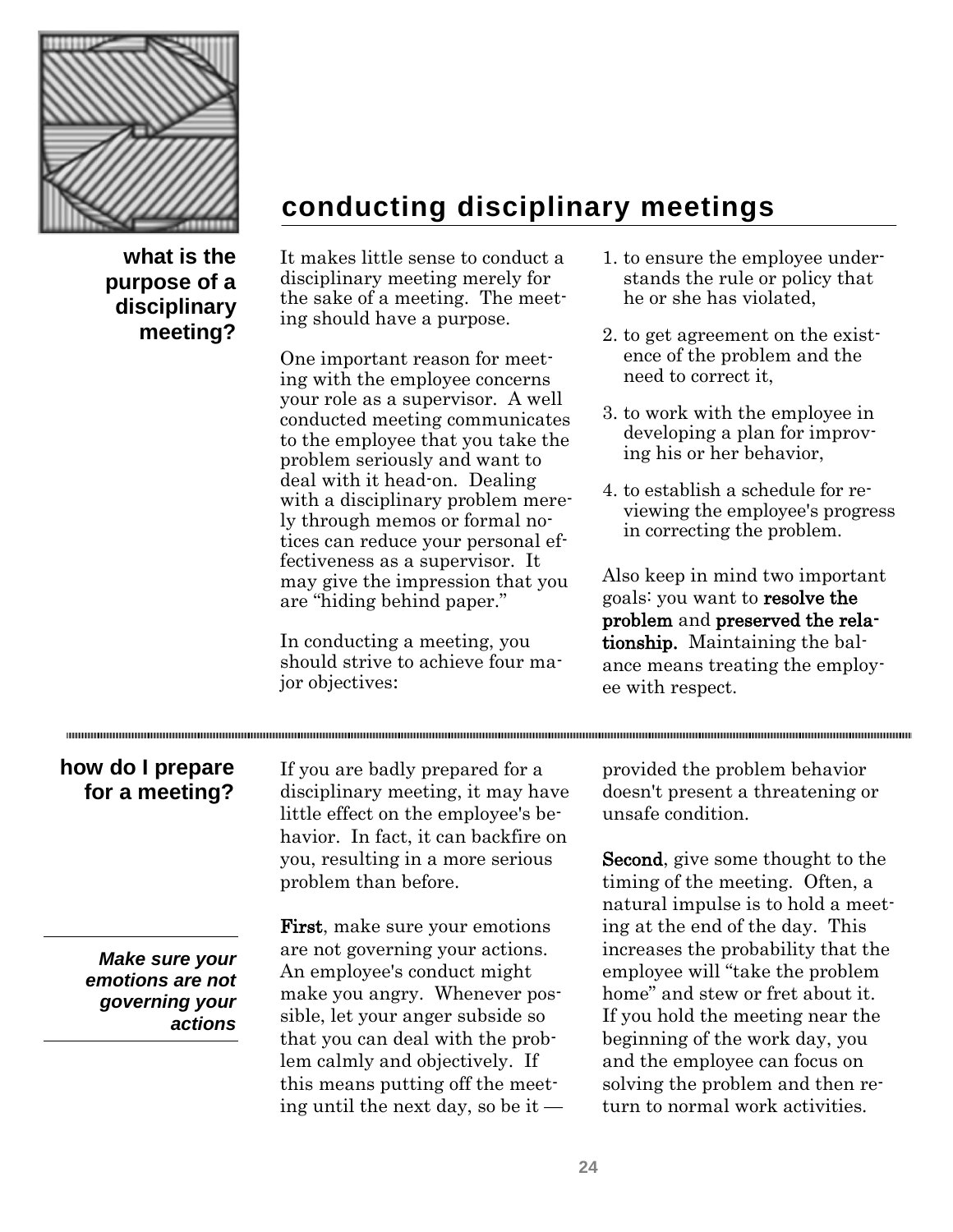# conducting disciplinary meetings

## what is the purpose of a disciplinary meeting?

It makes little sense to conduct a disciplinary meeting merely for the sake of a meeting. The meeting should have a purpose.

One important reason for meeting with the employee concerns your role as a supervisor. A well conducted meeting communicates to the employee that you take the problem seriously and want to deal with it head-on. Dealing with a disciplinary problem merely through memos or formal notices can reduce your personal effectiveness as a supervisor. It may give the impression that you are "hiding behind paper."

In conducting a meeting, you should strive to achieve four major objectives:

1. to ensure the employee understands the rule or policy that he or she has violated,
2. to get agreement on the existence of the problem and the need to correct it,
3. to work with the employee in developing a plan for improving his or her behavior,
4. to establish a schedule for reviewing the employee's progress in correcting the problem.

Also keep in mind two important goals: you want to **resolve the problem** and **preserved the relationship.** Maintaining the balance means treating the employee with respect.

## how do I prepare for a meeting?

If you are badly prepared for a disciplinary meeting, it may have little effect on the employee's behavior. In fact, it can backfire on you, resulting in a more serious problem than before.

***Make sure your emotions are not governing your actions***

**First**, make sure your emotions are not governing your actions. An employee's conduct might make you angry. Whenever possible, let your anger subside so that you can deal with the problem calmly and objectively. If this means putting off the meeting until the next day, so be it — provided the problem behavior doesn't present a threatening or unsafe condition.

**Second**, give some thought to the timing of the meeting. Often, a natural impulse is to hold a meeting at the end of the day. This increases the probability that the employee will "take the problem home" and stew or fret about it. If you hold the meeting near the beginning of the work day, you and the employee can focus on solving the problem and then return to normal work activities.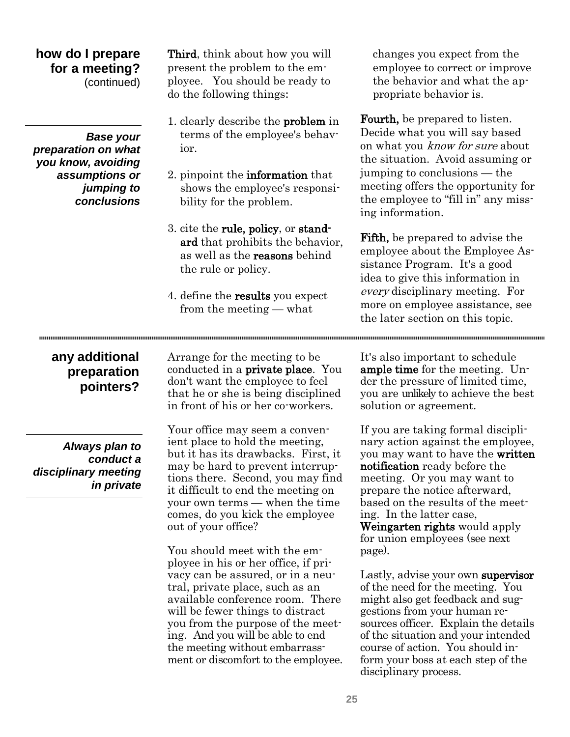## how do I prepare for a meeting? (continued)

***Base your preparation on what you know, avoiding assumptions or jumping to conclusions***

**Third**, think about how you will present the problem to the employee. You should be ready to do the following things:

1. clearly describe the **problem** in terms of the employee's behavior.

2. pinpoint the **information** that shows the employee's responsibility for the problem.

3. cite the **rule, policy**, or **standard** that prohibits the behavior, as well as the **reasons** behind the rule or policy.

4. define the **results** you expect from the meeting — what changes you expect from the employee to correct or improve the behavior and what the appropriate behavior is.

**Fourth,** be prepared to listen. Decide what you will say based on what you *know for sure* about the situation. Avoid assuming or jumping to conclusions — the meeting offers the opportunity for the employee to "fill in" any missing information.

**Fifth,** be prepared to advise the employee about the Employee Assistance Program. It's a good idea to give this information in *every* disciplinary meeting. For more on employee assistance, see the later section on this topic.

---

## any additional preparation pointers?

***Always plan to conduct a disciplinary meeting in private***

Arrange for the meeting to be conducted in a **private place**. You don't want the employee to feel that he or she is being disciplined in front of his or her co-workers.

Your office may seem a convenient place to hold the meeting, but it has its drawbacks. First, it may be hard to prevent interruptions there. Second, you may find it difficult to end the meeting on your own terms — when the time comes, do you kick the employee out of your office?

You should meet with the employee in his or her office, if privacy can be assured, or in a neutral, private place, such as an available conference room. There will be fewer things to distract you from the purpose of the meeting. And you will be able to end the meeting without embarrassment or discomfort to the employee.

It's also important to schedule **ample time** for the meeting. Under the pressure of limited time, you are unlikely to achieve the best solution or agreement.

If you are taking formal disciplinary action against the employee, you may want to have the **written notification** ready before the meeting. Or you may want to prepare the notice afterward, based on the results of the meeting. In the latter case, **Weingarten rights** would apply for union employees (see next page).

Lastly, advise your own **supervisor** of the need for the meeting. You might also get feedback and suggestions from your human resources officer. Explain the details of the situation and your intended course of action. You should inform your boss at each step of the disciplinary process.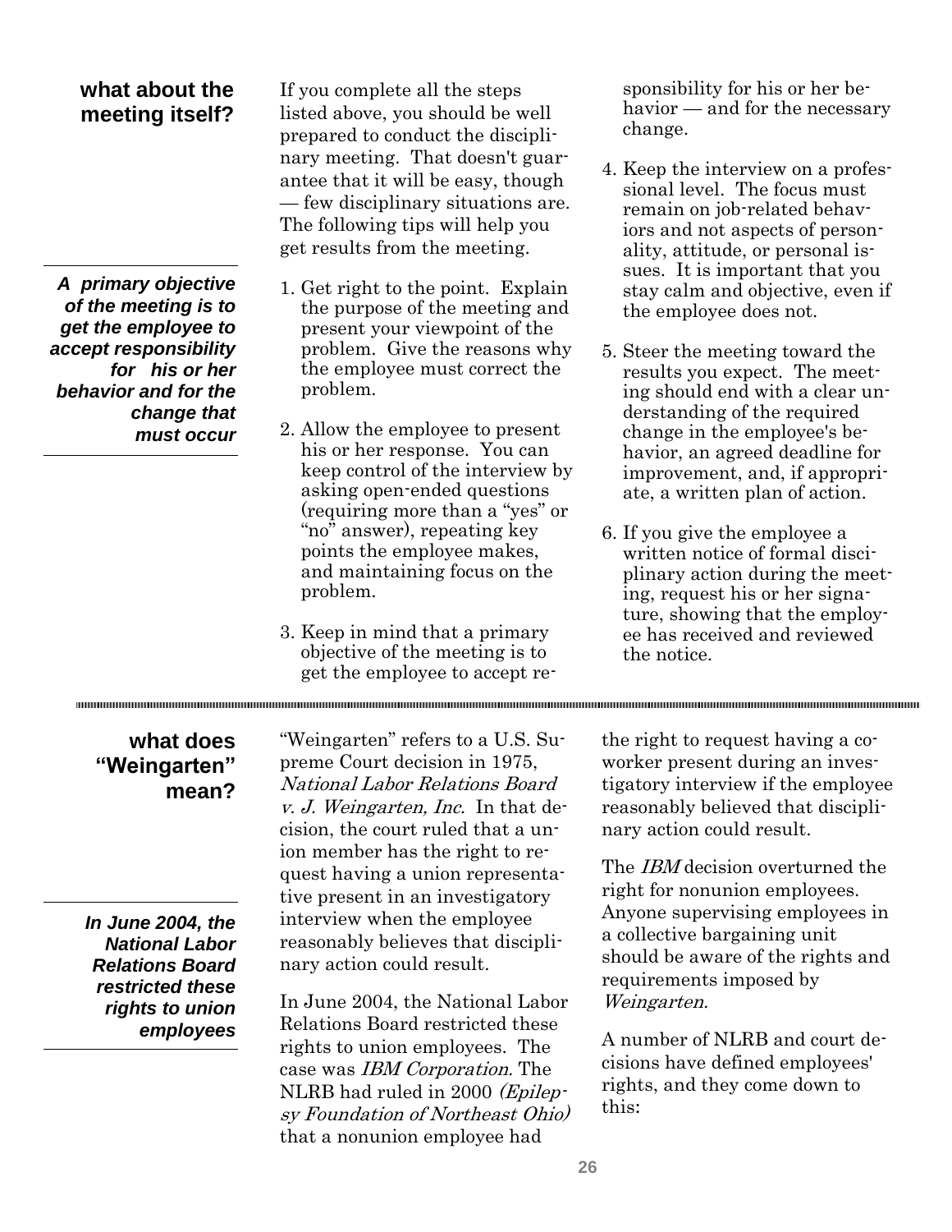## what about the meeting itself?

*A primary objective of the meeting is to get the employee to accept responsibility for his or her behavior and for the change that must occur*

If you complete all the steps listed above, you should be well prepared to conduct the disciplinary meeting. That doesn't guarantee that it will be easy, though — few disciplinary situations are. The following tips will help you get results from the meeting.

1. Get right to the point. Explain the purpose of the meeting and present your viewpoint of the problem. Give the reasons why the employee must correct the problem.
2. Allow the employee to present his or her response. You can keep control of the interview by asking open-ended questions (requiring more than a "yes" or "no" answer), repeating key points the employee makes, and maintaining focus on the problem.
3. Keep in mind that a primary objective of the meeting is to get the employee to accept responsibility for his or her behavior — and for the necessary change.
4. Keep the interview on a professional level. The focus must remain on job-related behaviors and not aspects of personality, attitude, or personal issues. It is important that you stay calm and objective, even if the employee does not.
5. Steer the meeting toward the results you expect. The meeting should end with a clear understanding of the required change in the employee's behavior, an agreed deadline for improvement, and, if appropriate, a written plan of action.
6. If you give the employee a written notice of formal disciplinary action during the meeting, request his or her signature, showing that the employee has received and reviewed the notice.

---

## what does "Weingarten" mean?

*In June 2004, the National Labor Relations Board restricted these rights to union employees*

"Weingarten" refers to a U.S. Supreme Court decision in 1975, *National Labor Relations Board v. J. Weingarten, Inc.* In that decision, the court ruled that a union member has the right to request having a union representative present in an investigatory interview when the employee reasonably believes that disciplinary action could result.

In June 2004, the National Labor Relations Board restricted these rights to union employees. The case was *IBM Corporation.* The NLRB had ruled in 2000 *(Epilepsy Foundation of Northeast Ohio)* that a nonunion employee had the right to request having a coworker present during an investigatory interview if the employee reasonably believed that disciplinary action could result.

The *IBM* decision overturned the right for nonunion employees. Anyone supervising employees in a collective bargaining unit should be aware of the rights and requirements imposed by *Weingarten.*

A number of NLRB and court decisions have defined employees' rights, and they come down to this: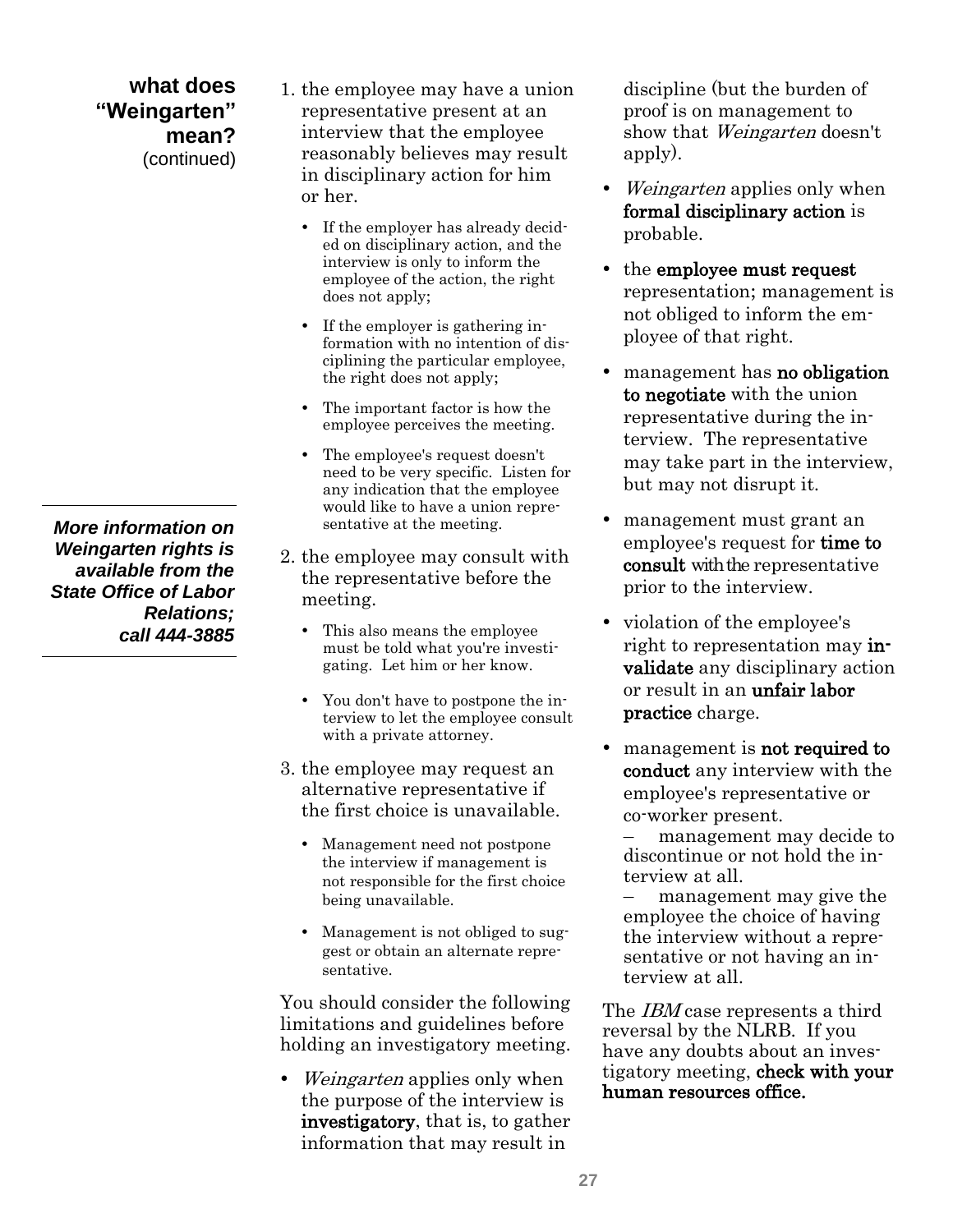## what does "Weingarten" mean? (continued)

1. the employee may have a union representative present at an interview that the employee reasonably believes may result in disciplinary action for him or her.
   - If the employer has already decided on disciplinary action, and the interview is only to inform the employee of the action, the right does not apply;
   - If the employer is gathering information with no intention of disciplining the particular employee, the right does not apply;
   - The important factor is how the employee perceives the meeting.
   - The employee's request doesn't need to be very specific. Listen for any indication that the employee would like to have a union representative at the meeting.
2. the employee may consult with the representative before the meeting.
   - This also means the employee must be told what you're investigating. Let him or her know.
   - You don't have to postpone the interview to let the employee consult with a private attorney.
3. the employee may request an alternative representative if the first choice is unavailable.
   - Management need not postpone the interview if management is not responsible for the first choice being unavailable.
   - Management is not obliged to suggest or obtain an alternate representative.

***More information on Weingarten rights is available from the State Office of Labor Relations; call 444-3885***

You should consider the following limitations and guidelines before holding an investigatory meeting.

- *Weingarten* applies only when the purpose of the interview is **investigatory**, that is, to gather information that may result in discipline (but the burden of proof is on management to show that *Weingarten* doesn't apply).
- *Weingarten* applies only when **formal disciplinary action** is probable.
- the **employee must request** representation; management is not obliged to inform the employee of that right.
- management has **no obligation to negotiate** with the union representative during the interview. The representative may take part in the interview, but may not disrupt it.
- management must grant an employee's request for **time to consult** with the representative prior to the interview.
- violation of the employee's right to representation may **invalidate** any disciplinary action or result in an **unfair labor practice** charge.
- management is **not required to conduct** any interview with the employee's representative or co-worker present.
  - management may decide to discontinue or not hold the interview at all.
  - management may give the employee the choice of having the interview without a representative or not having an interview at all.

The *IBM* case represents a third reversal by the NLRB. If you have any doubts about an investigatory meeting, **check with your human resources office.**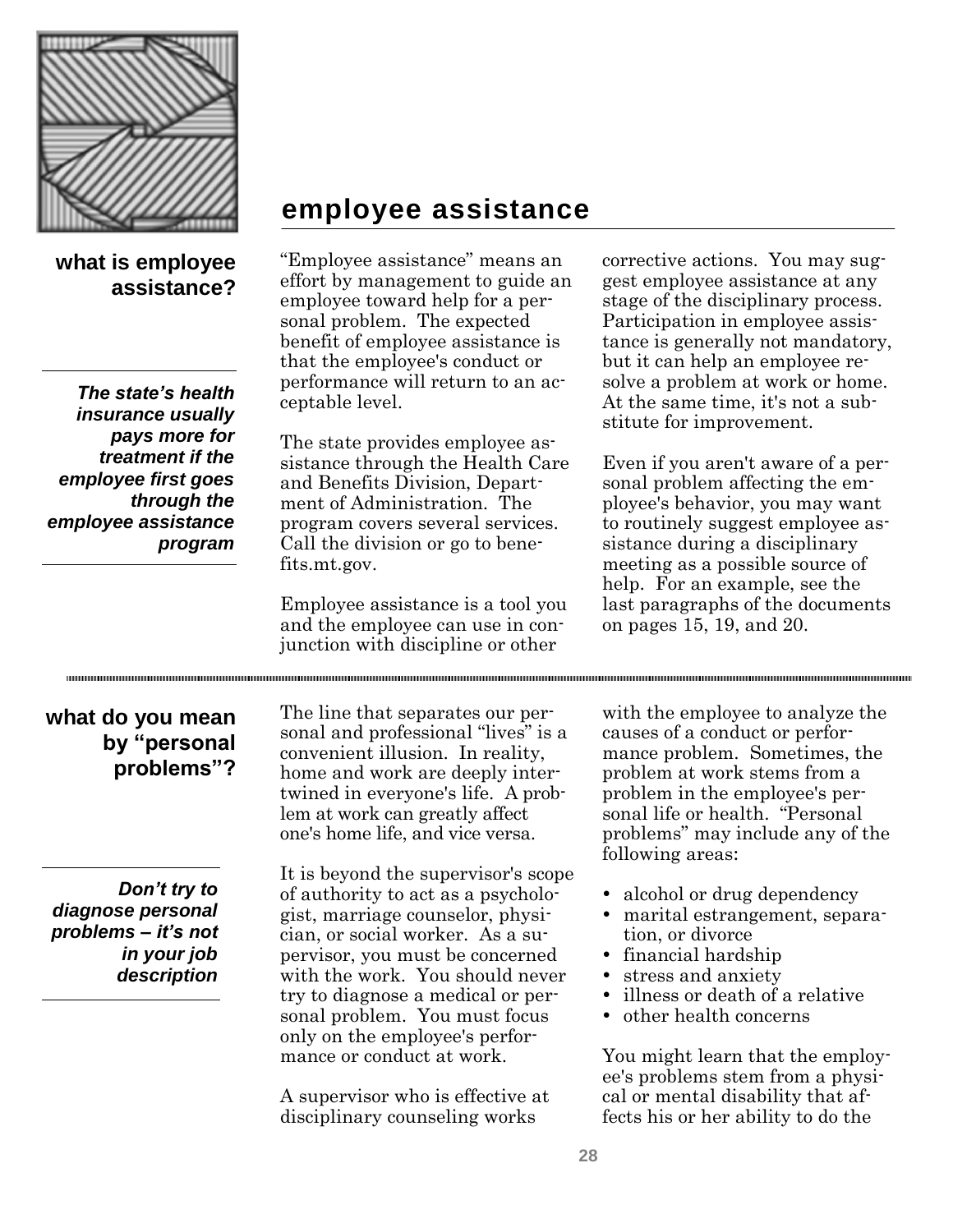# employee assistance

## what is employee assistance?

***The state's health insurance usually pays more for treatment if the employee first goes through the employee assistance program***

"Employee assistance" means an effort by management to guide an employee toward help for a personal problem. The expected benefit of employee assistance is that the employee's conduct or performance will return to an acceptable level.

The state provides employee assistance through the Health Care and Benefits Division, Department of Administration. The program covers several services. Call the division or go to benefits.mt.gov.

Employee assistance is a tool you and the employee can use in conjunction with discipline or other corrective actions. You may suggest employee assistance at any stage of the disciplinary process. Participation in employee assistance is generally not mandatory, but it can help an employee resolve a problem at work or home. At the same time, it's not a substitute for improvement.

Even if you aren't aware of a personal problem affecting the employee's behavior, you may want to routinely suggest employee assistance during a disciplinary meeting as a possible source of help. For an example, see the last paragraphs of the documents on pages 15, 19, and 20.

---

## what do you mean by "personal problems"?

***Don't try to diagnose personal problems – it's not in your job description***

The line that separates our personal and professional "lives" is a convenient illusion. In reality, home and work are deeply intertwined in everyone's life. A problem at work can greatly affect one's home life, and vice versa.

It is beyond the supervisor's scope of authority to act as a psychologist, marriage counselor, physician, or social worker. As a supervisor, you must be concerned with the work. You should never try to diagnose a medical or personal problem. You must focus only on the employee's performance or conduct at work.

A supervisor who is effective at disciplinary counseling works with the employee to analyze the causes of a conduct or performance problem. Sometimes, the problem at work stems from a problem in the employee's personal life or health. "Personal problems" may include any of the following areas:

- alcohol or drug dependency
- marital estrangement, separation, or divorce
- financial hardship
- stress and anxiety
- illness or death of a relative
- other health concerns

You might learn that the employee's problems stem from a physical or mental disability that affects his or her ability to do the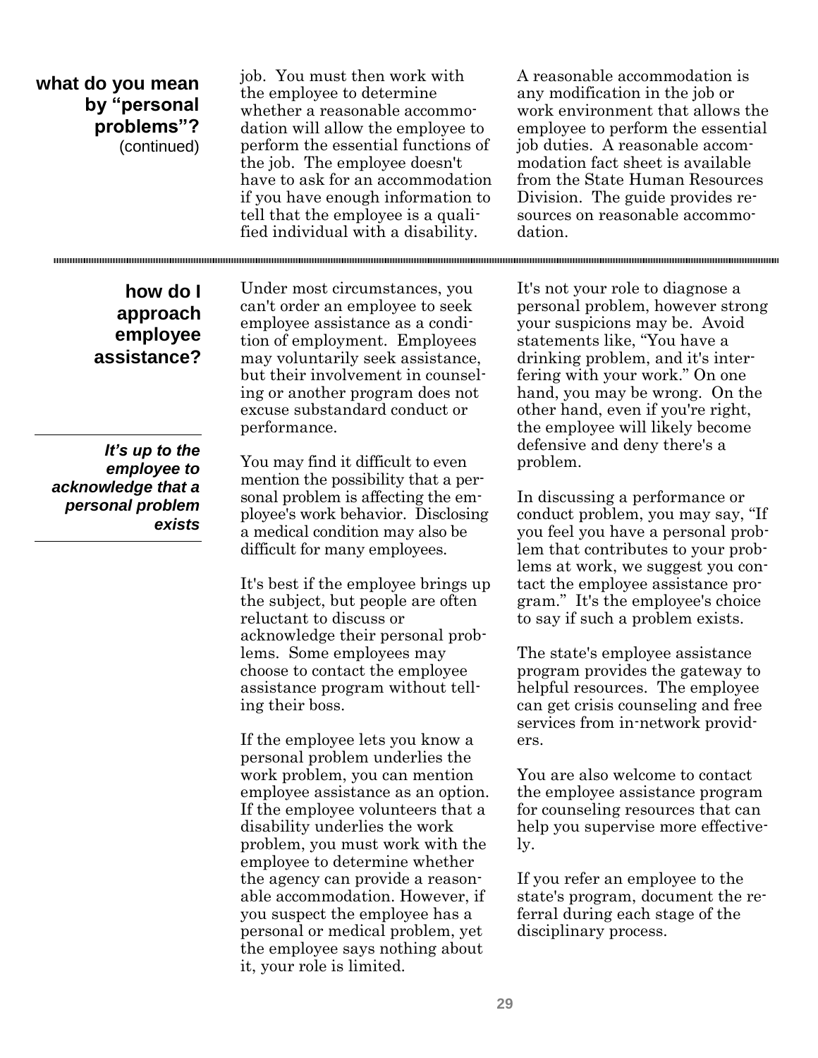## what do you mean by "personal problems"? (continued)

job. You must then work with the employee to determine whether a reasonable accommodation will allow the employee to perform the essential functions of the job. The employee doesn't have to ask for an accommodation if you have enough information to tell that the employee is a qualified individual with a disability.

A reasonable accommodation is any modification in the job or work environment that allows the employee to perform the essential job duties. A reasonable accommodation fact sheet is available from the State Human Resources Division. The guide provides resources on reasonable accommodation.

---

## how do I approach employee assistance?

***It's up to the employee to acknowledge that a personal problem exists***

Under most circumstances, you can't order an employee to seek employee assistance as a condition of employment. Employees may voluntarily seek assistance, but their involvement in counseling or another program does not excuse substandard conduct or performance.

You may find it difficult to even mention the possibility that a personal problem is affecting the employee's work behavior. Disclosing a medical condition may also be difficult for many employees.

It's best if the employee brings up the subject, but people are often reluctant to discuss or acknowledge their personal problems. Some employees may choose to contact the employee assistance program without telling their boss.

If the employee lets you know a personal problem underlies the work problem, you can mention employee assistance as an option. If the employee volunteers that a disability underlies the work problem, you must work with the employee to determine whether the agency can provide a reasonable accommodation. However, if you suspect the employee has a personal or medical problem, yet the employee says nothing about it, your role is limited.

It's not your role to diagnose a personal problem, however strong your suspicions may be. Avoid statements like, "You have a drinking problem, and it's interfering with your work." On one hand, you may be wrong. On the other hand, even if you're right, the employee will likely become defensive and deny there's a problem.

In discussing a performance or conduct problem, you may say, "If you feel you have a personal problem that contributes to your problems at work, we suggest you contact the employee assistance program." It's the employee's choice to say if such a problem exists.

The state's employee assistance program provides the gateway to helpful resources. The employee can get crisis counseling and free services from in-network providers.

You are also welcome to contact the employee assistance program for counseling resources that can help you supervise more effectively.

If you refer an employee to the state's program, document the referral during each stage of the disciplinary process.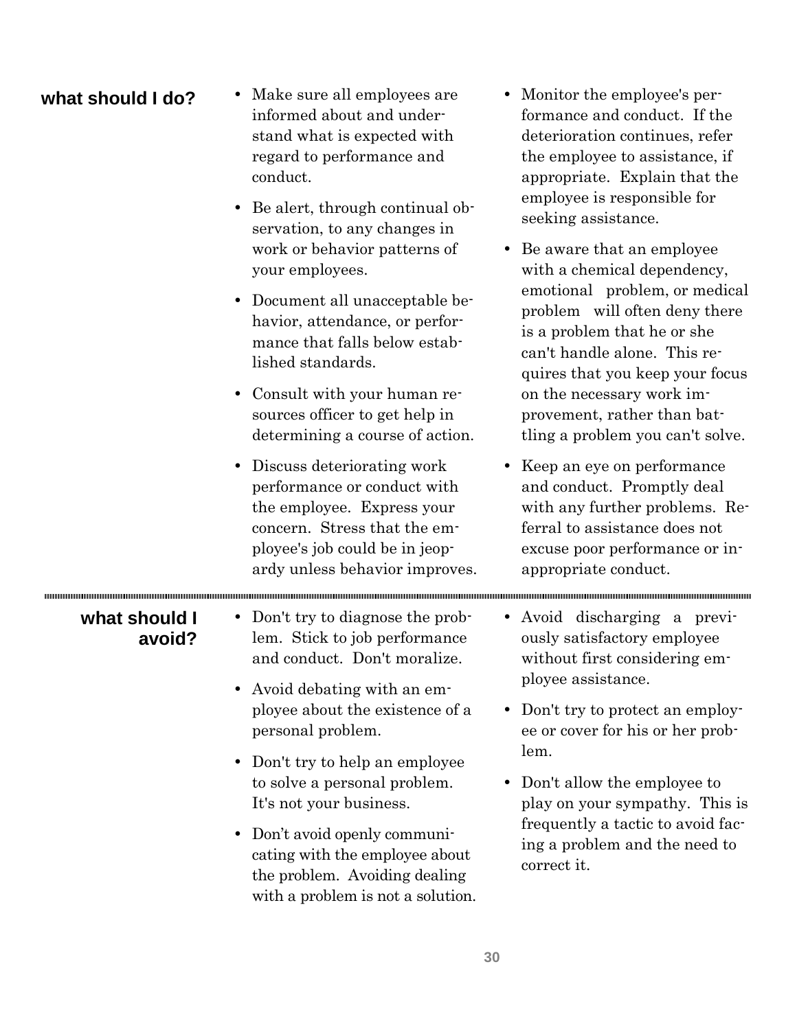## what should I do?

- Make sure all employees are informed about and understand what is expected with regard to performance and conduct.
- Be alert, through continual observation, to any changes in work or behavior patterns of your employees.
- Document all unacceptable behavior, attendance, or performance that falls below established standards.
- Consult with your human resources officer to get help in determining a course of action.
- Discuss deteriorating work performance or conduct with the employee. Express your concern. Stress that the employee's job could be in jeopardy unless behavior improves.
- Monitor the employee's performance and conduct. If the deterioration continues, refer the employee to assistance, if appropriate. Explain that the employee is responsible for seeking assistance.
- Be aware that an employee with a chemical dependency, emotional problem, or medical problem will often deny there is a problem that he or she can't handle alone. This requires that you keep your focus on the necessary work improvement, rather than battling a problem you can't solve.
- Keep an eye on performance and conduct. Promptly deal with any further problems. Referral to assistance does not excuse poor performance or inappropriate conduct.

## what should I avoid?

- Don't try to diagnose the problem. Stick to job performance and conduct. Don't moralize.
- Avoid debating with an employee about the existence of a personal problem.
- Don't try to help an employee to solve a personal problem. It's not your business.
- Don't avoid openly communicating with the employee about the problem. Avoiding dealing with a problem is not a solution.
- Avoid discharging a previously satisfactory employee without first considering employee assistance.
- Don't try to protect an employee or cover for his or her problem.
- Don't allow the employee to play on your sympathy. This is frequently a tactic to avoid facing a problem and the need to correct it.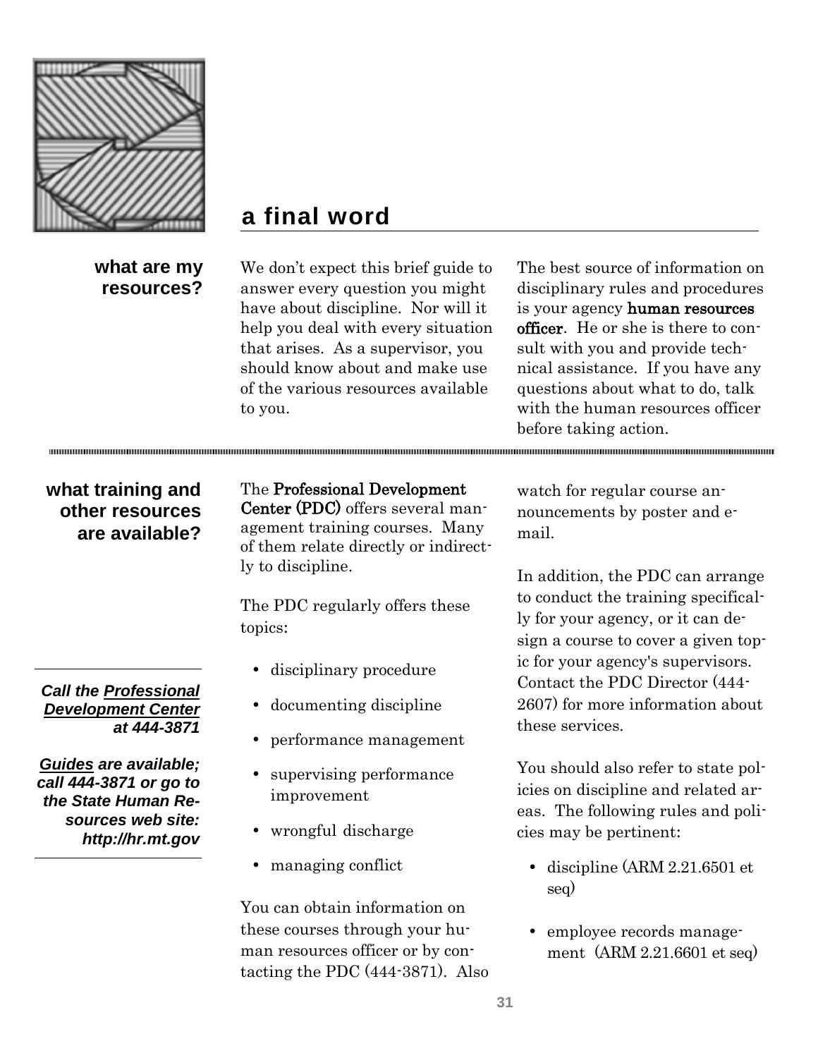# a final word

### what are my resources?

We don't expect this brief guide to answer every question you might have about discipline. Nor will it help you deal with every situation that arises. As a supervisor, you should know about and make use of the various resources available to you.

The best source of information on disciplinary rules and procedures is your agency **human resources officer**. He or she is there to consult with you and provide technical assistance. If you have any questions about what to do, talk with the human resources officer before taking action.

### what training and other resources are available?

***Call the <u>Professional Development Center</u> at 444-3871***

***<u>Guides</u> are available; call 444-3871 or go to the State Human Resources web site: http://hr.mt.gov***

The **Professional Development Center (PDC)** offers several management training courses. Many of them relate directly or indirectly to discipline.

The PDC regularly offers these topics:

- disciplinary procedure
- documenting discipline
- performance management
- supervising performance improvement
- wrongful discharge
- managing conflict

You can obtain information on these courses through your human resources officer or by contacting the PDC (444-3871). Also watch for regular course announcements by poster and e-mail.

In addition, the PDC can arrange to conduct the training specifically for your agency, or it can design a course to cover a given topic for your agency's supervisors. Contact the PDC Director (444-2607) for more information about these services.

You should also refer to state policies on discipline and related areas. The following rules and policies may be pertinent:

- discipline (ARM 2.21.6501 et seq)
- employee records management (ARM 2.21.6601 et seq)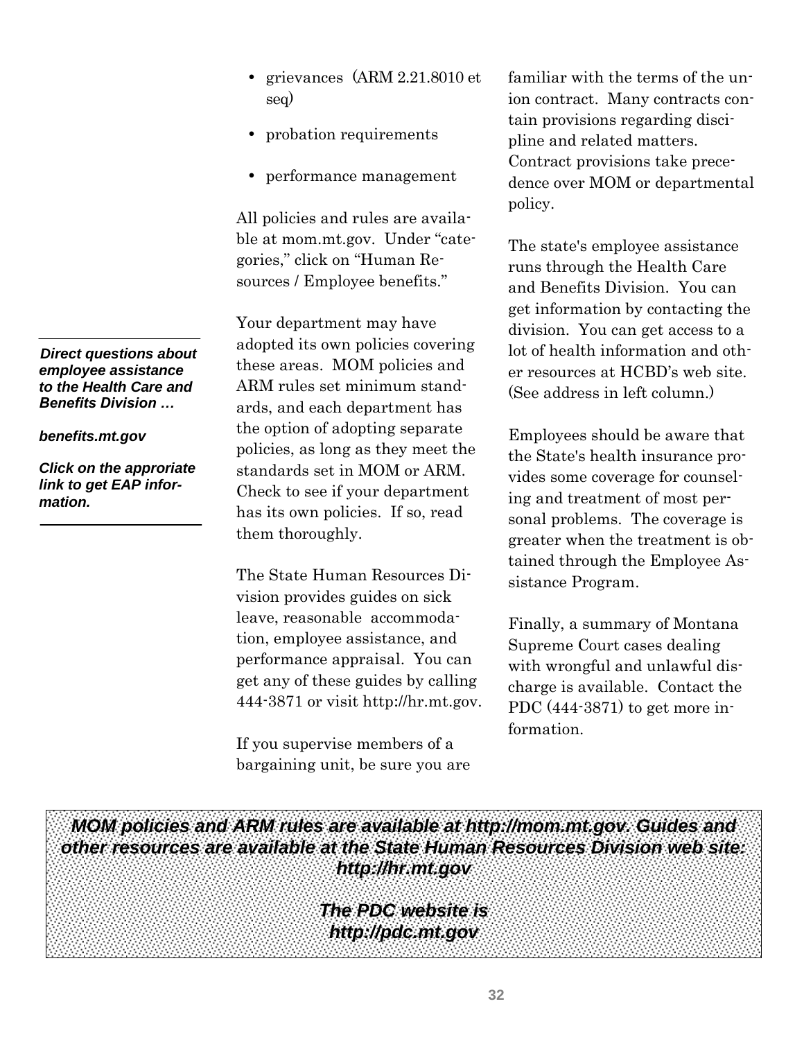- grievances (ARM 2.21.8010 et seq)
- probation requirements
- performance management

All policies and rules are available at mom.mt.gov. Under "categories," click on "Human Resources / Employee benefits."

Your department may have adopted its own policies covering these areas. MOM policies and ARM rules set minimum standards, and each department has the option of adopting separate policies, as long as they meet the standards set in MOM or ARM. Check to see if your department has its own policies. If so, read them thoroughly.

The State Human Resources Division provides guides on sick leave, reasonable accommodation, employee assistance, and performance appraisal. You can get any of these guides by calling 444-3871 or visit http://hr.mt.gov.

If you supervise members of a bargaining unit, be sure you are familiar with the terms of the union contract. Many contracts contain provisions regarding discipline and related matters. Contract provisions take precedence over MOM or departmental policy.

The state's employee assistance runs through the Health Care and Benefits Division. You can get information by contacting the division. You can get access to a lot of health information and other resources at HCBD's web site. (See address in left column.)

Employees should be aware that the State's health insurance provides some coverage for counseling and treatment of most personal problems. The coverage is greater when the treatment is obtained through the Employee Assistance Program.

Finally, a summary of Montana Supreme Court cases dealing with wrongful and unlawful discharge is available. Contact the PDC (444-3871) to get more information.

***Direct questions about employee assistance to the Health Care and Benefits Division …***

***benefits.mt.gov***

***Click on the approriate link to get EAP information.***

***MOM policies and ARM rules are available at http://mom.mt.gov. Guides and other resources are available at the State Human Resources Division web site: http://hr.mt.gov***

***The PDC website is http://pdc.mt.gov***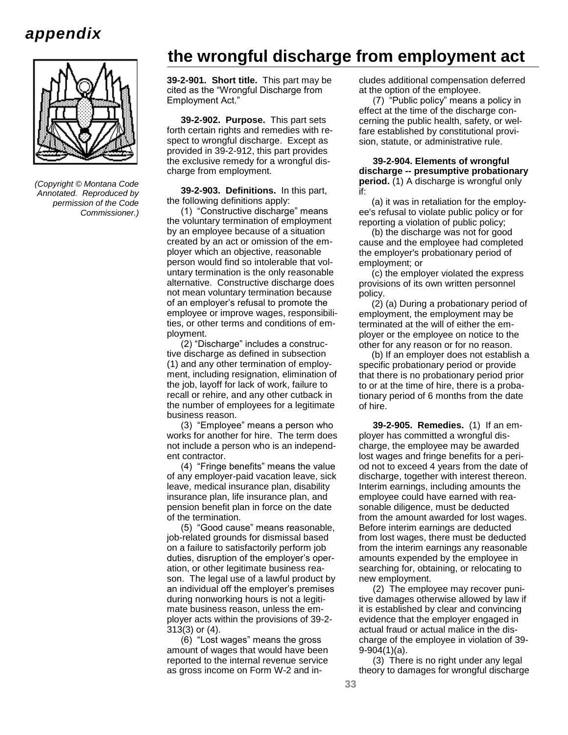# appendix

*(Copyright © Montana Code Annotated. Reproduced by permission of the Code Commissioner.)*

## the wrongful discharge from employment act

**39-2-901. Short title.** This part may be cited as the "Wrongful Discharge from Employment Act."

**39-2-902. Purpose.** This part sets forth certain rights and remedies with respect to wrongful discharge. Except as provided in 39-2-912, this part provides the exclusive remedy for a wrongful discharge from employment.

**39-2-903. Definitions.** In this part, the following definitions apply:

(1) "Constructive discharge" means the voluntary termination of employment by an employee because of a situation created by an act or omission of the employer which an objective, reasonable person would find so intolerable that voluntary termination is the only reasonable alternative. Constructive discharge does not mean voluntary termination because of an employer's refusal to promote the employee or improve wages, responsibilities, or other terms and conditions of employment.

(2) "Discharge" includes a constructive discharge as defined in subsection (1) and any other termination of employment, including resignation, elimination of the job, layoff for lack of work, failure to recall or rehire, and any other cutback in the number of employees for a legitimate business reason.

(3) "Employee" means a person who works for another for hire. The term does not include a person who is an independent contractor.

(4) "Fringe benefits" means the value of any employer-paid vacation leave, sick leave, medical insurance plan, disability insurance plan, life insurance plan, and pension benefit plan in force on the date of the termination.

(5) "Good cause" means reasonable, job-related grounds for dismissal based on a failure to satisfactorily perform job duties, disruption of the employer's operation, or other legitimate business reason. The legal use of a lawful product by an individual off the employer's premises during nonworking hours is not a legitimate business reason, unless the employer acts within the provisions of 39-2-313(3) or (4).

(6) "Lost wages" means the gross amount of wages that would have been reported to the internal revenue service as gross income on Form W-2 and includes additional compensation deferred at the option of the employee.

(7) "Public policy" means a policy in effect at the time of the discharge concerning the public health, safety, or welfare established by constitutional provision, statute, or administrative rule.

**39-2-904. Elements of wrongful discharge -- presumptive probationary period.** (1) A discharge is wrongful only if:

(a) it was in retaliation for the employee's refusal to violate public policy or for reporting a violation of public policy;

(b) the discharge was not for good cause and the employee had completed the employer's probationary period of employment; or

(c) the employer violated the express provisions of its own written personnel policy.

(2) (a) During a probationary period of employment, the employment may be terminated at the will of either the employer or the employee on notice to the other for any reason or for no reason.

(b) If an employer does not establish a specific probationary period or provide that there is no probationary period prior to or at the time of hire, there is a probationary period of 6 months from the date of hire.

**39-2-905. Remedies.** (1) If an employer has committed a wrongful discharge, the employee may be awarded lost wages and fringe benefits for a period not to exceed 4 years from the date of discharge, together with interest thereon. Interim earnings, including amounts the employee could have earned with reasonable diligence, must be deducted from the amount awarded for lost wages. Before interim earnings are deducted from lost wages, there must be deducted from the interim earnings any reasonable amounts expended by the employee in searching for, obtaining, or relocating to new employment.

(2) The employee may recover punitive damages otherwise allowed by law if it is established by clear and convincing evidence that the employer engaged in actual fraud or actual malice in the discharge of the employee in violation of 39-9-904(1)(a).

(3) There is no right under any legal theory to damages for wrongful discharge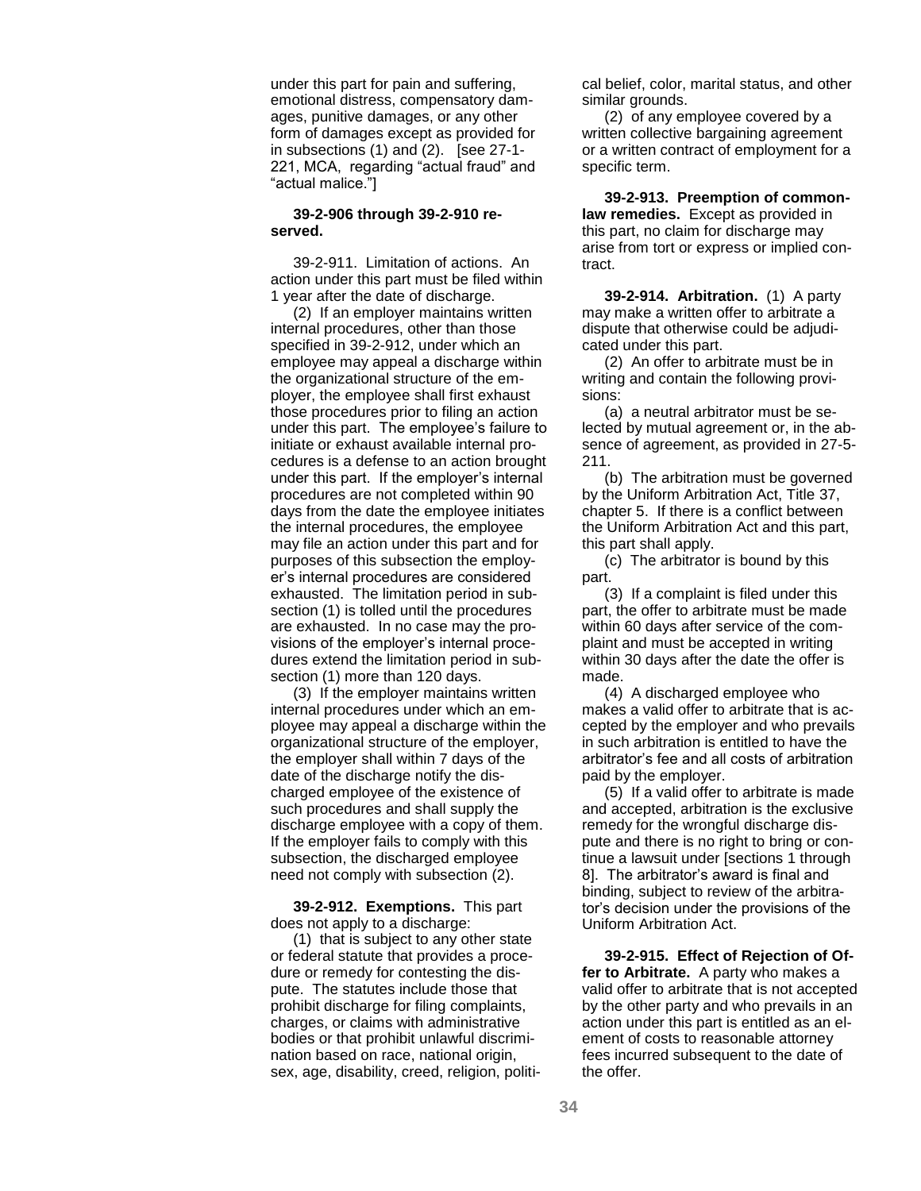under this part for pain and suffering, emotional distress, compensatory damages, punitive damages, or any other form of damages except as provided for in subsections (1) and (2). [see 27-1-221, MCA, regarding "actual fraud" and "actual malice."]

**39-2-906 through 39-2-910 reserved.**

39-2-911. Limitation of actions. An action under this part must be filed within 1 year after the date of discharge.

(2) If an employer maintains written internal procedures, other than those specified in 39-2-912, under which an employee may appeal a discharge within the organizational structure of the employer, the employee shall first exhaust those procedures prior to filing an action under this part. The employee's failure to initiate or exhaust available internal procedures is a defense to an action brought under this part. If the employer's internal procedures are not completed within 90 days from the date the employee initiates the internal procedures, the employee may file an action under this part and for purposes of this subsection the employer's internal procedures are considered exhausted. The limitation period in subsection (1) is tolled until the procedures are exhausted. In no case may the provisions of the employer's internal procedures extend the limitation period in subsection (1) more than 120 days.

(3) If the employer maintains written internal procedures under which an employee may appeal a discharge within the organizational structure of the employer, the employer shall within 7 days of the date of the discharge notify the discharged employee of the existence of such procedures and shall supply the discharge employee with a copy of them. If the employer fails to comply with this subsection, the discharged employee need not comply with subsection (2).

**39-2-912. Exemptions.** This part does not apply to a discharge:

(1) that is subject to any other state or federal statute that provides a procedure or remedy for contesting the dispute. The statutes include those that prohibit discharge for filing complaints, charges, or claims with administrative bodies or that prohibit unlawful discrimination based on race, national origin, sex, age, disability, creed, religion, political belief, color, marital status, and other similar grounds.

(2) of any employee covered by a written collective bargaining agreement or a written contract of employment for a specific term.

**39-2-913. Preemption of common-law remedies.** Except as provided in this part, no claim for discharge may arise from tort or express or implied contract.

**39-2-914. Arbitration.** (1) A party may make a written offer to arbitrate a dispute that otherwise could be adjudicated under this part.

(2) An offer to arbitrate must be in writing and contain the following provisions:

(a) a neutral arbitrator must be selected by mutual agreement or, in the absence of agreement, as provided in 27-5-211.

(b) The arbitration must be governed by the Uniform Arbitration Act, Title 37, chapter 5. If there is a conflict between the Uniform Arbitration Act and this part, this part shall apply.

(c) The arbitrator is bound by this part.

(3) If a complaint is filed under this part, the offer to arbitrate must be made within 60 days after service of the complaint and must be accepted in writing within 30 days after the date the offer is made.

(4) A discharged employee who makes a valid offer to arbitrate that is accepted by the employer and who prevails in such arbitration is entitled to have the arbitrator's fee and all costs of arbitration paid by the employer.

(5) If a valid offer to arbitrate is made and accepted, arbitration is the exclusive remedy for the wrongful discharge dispute and there is no right to bring or continue a lawsuit under [sections 1 through 8]. The arbitrator's award is final and binding, subject to review of the arbitrator's decision under the provisions of the Uniform Arbitration Act.

**39-2-915. Effect of Rejection of Offer to Arbitrate.** A party who makes a valid offer to arbitrate that is not accepted by the other party and who prevails in an action under this part is entitled as an element of costs to reasonable attorney fees incurred subsequent to the date of the offer.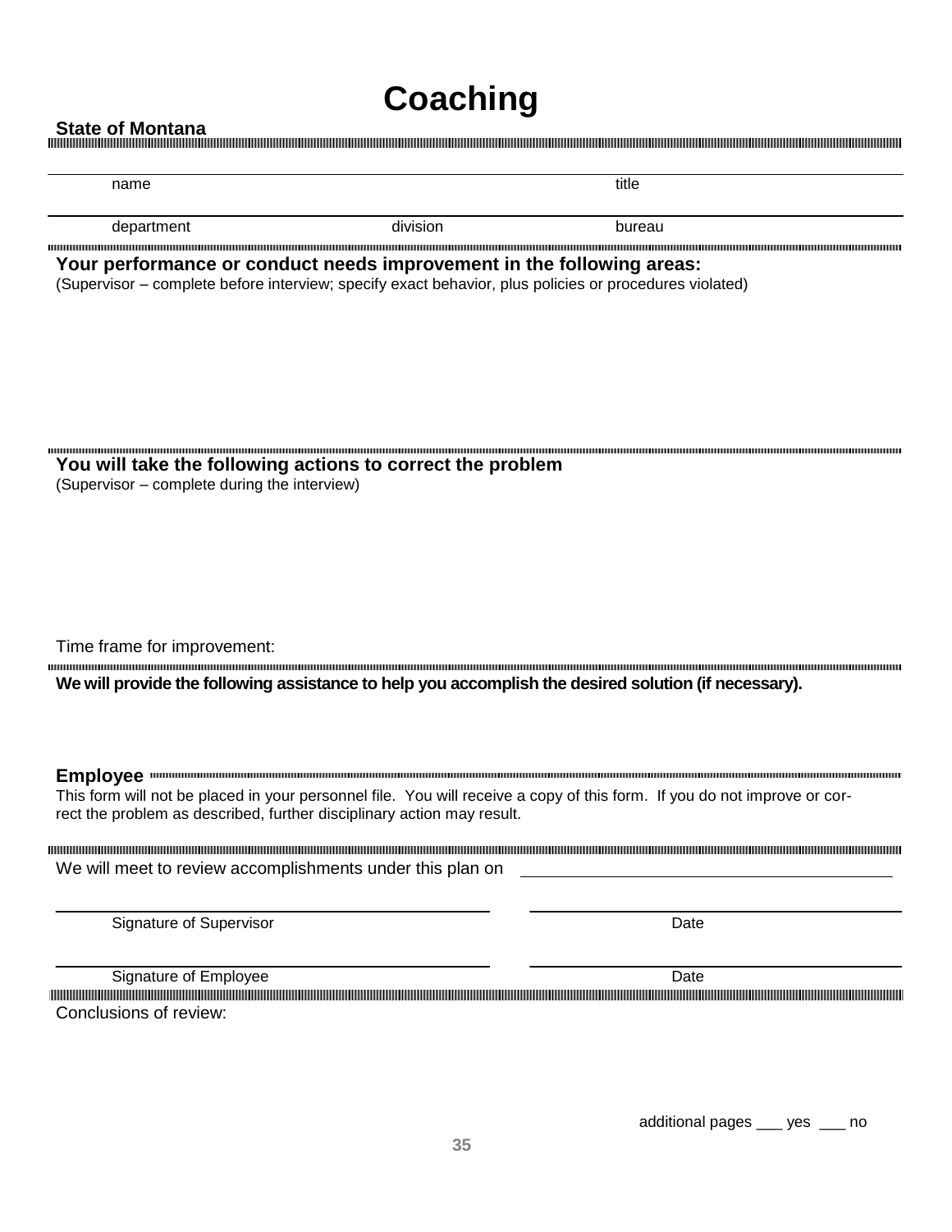# Coaching

**State of Montana**

name _______________ title _______________

department _______________ division _______________ bureau _______________

## Your performance or conduct needs improvement in the following areas:

(Supervisor – complete before interview; specify exact behavior, plus policies or procedures violated)

## You will take the following actions to correct the problem

(Supervisor – complete during the interview)

Time frame for improvement:

**We will provide the following assistance to help you accomplish the desired solution (if necessary).**

**Employee**

This form will not be placed in your personnel file. You will receive a copy of this form. If you do not improve or correct the problem as described, further disciplinary action may result.

We will meet to review accomplishments under this plan on _______________

Signature of Supervisor _______________ Date _______________

Signature of Employee _______________ Date _______________

Conclusions of review:

additional pages ___ yes ___ no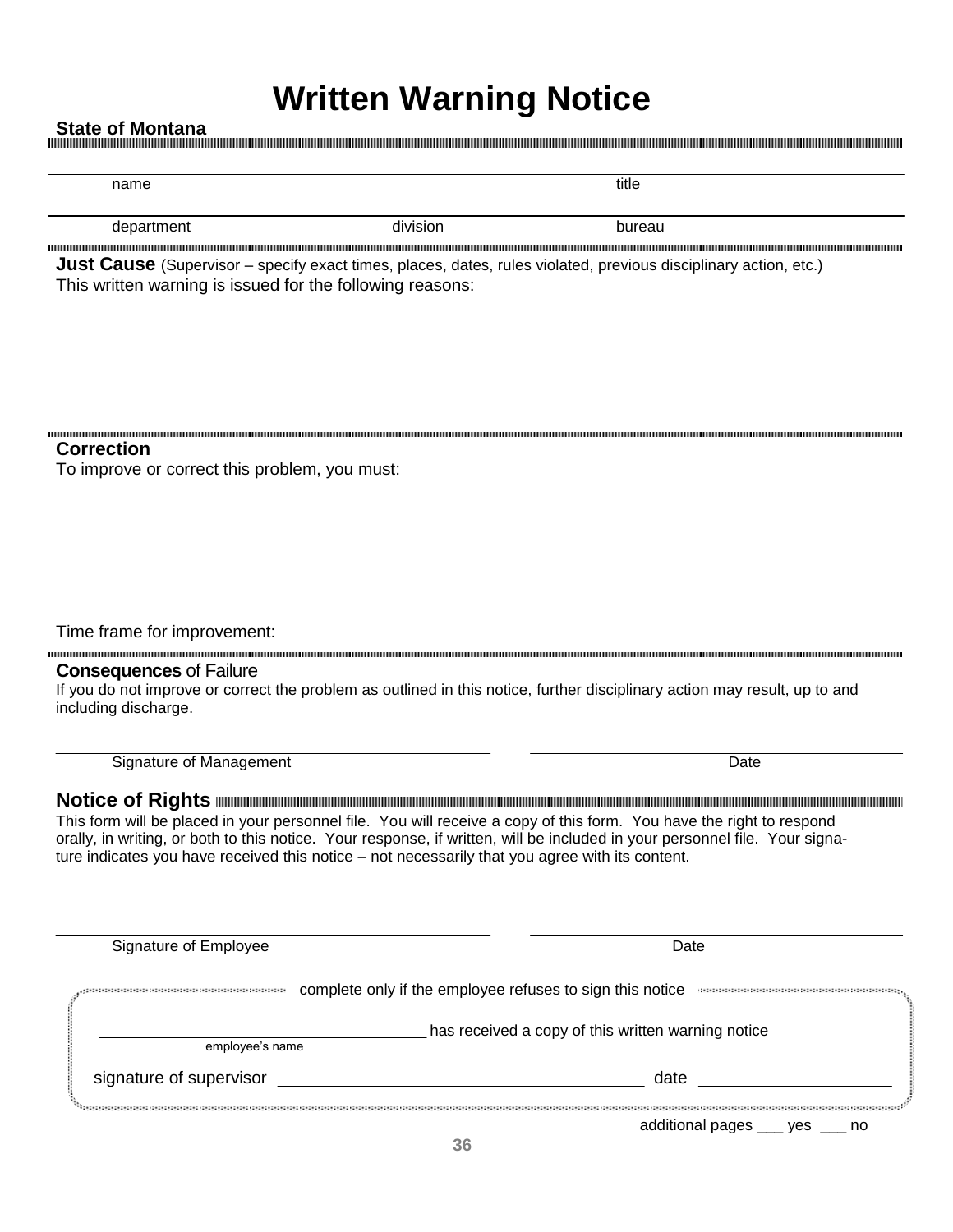# Written Warning Notice

**State of Montana**

_______________________________________________

name　　　　　　　　　　　　　　　　　　　　　　　title

_______________________________________________

department　　　　　　　　　　division　　　　　　　　　　bureau

**Just Cause** (Supervisor – specify exact times, places, dates, rules violated, previous disciplinary action, etc.)

This written warning is issued for the following reasons:

**Correction**

To improve or correct this problem, you must:

Time frame for improvement:

**Consequences** of Failure

If you do not improve or correct the problem as outlined in this notice, further disciplinary action may result, up to and including discharge.

_______________________________ 　　 _______________________________

Signature of Management　　　　　　　　　　　　　　　　　Date

**Notice of Rights**

This form will be placed in your personnel file. You will receive a copy of this form. You have the right to respond orally, in writing, or both to this notice. Your response, if written, will be included in your personnel file. Your signature indicates you have received this notice – not necessarily that you agree with its content.

_______________________________ 　　 _______________________________

Signature of Employee　　　　　　　　　　　　　　　　　　Date

complete only if the employee refuses to sign this notice

_______________________________ has received a copy of this written warning notice

employee's name

signature of supervisor _______________________________ date _______________

additional pages ___ yes ___ no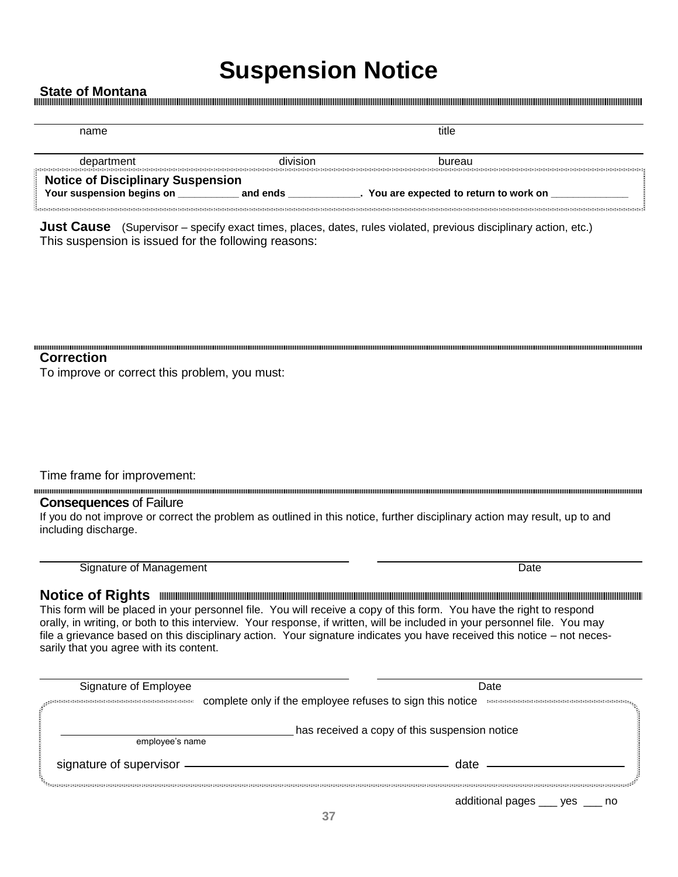# Suspension Notice

**State of Montana**

name &nbsp;&nbsp;&nbsp;&nbsp;&nbsp;&nbsp;&nbsp;&nbsp;&nbsp;&nbsp;&nbsp;&nbsp;&nbsp;&nbsp;&nbsp;&nbsp;&nbsp;&nbsp;&nbsp;&nbsp;&nbsp;&nbsp;&nbsp;&nbsp;&nbsp;&nbsp;&nbsp;&nbsp;&nbsp;&nbsp; title

department &nbsp;&nbsp;&nbsp;&nbsp;&nbsp;&nbsp;&nbsp;&nbsp;&nbsp;&nbsp; division &nbsp;&nbsp;&nbsp;&nbsp;&nbsp;&nbsp;&nbsp;&nbsp;&nbsp;&nbsp; bureau

**Notice of Disciplinary Suspension**

**Your suspension begins on ___________ and ends _____________. You are expected to return to work on ______________**

**Just Cause** (Supervisor – specify exact times, places, dates, rules violated, previous disciplinary action, etc.)

This suspension is issued for the following reasons:

**Correction**

To improve or correct this problem, you must:

Time frame for improvement:

**Consequences** of Failure

If you do not improve or correct the problem as outlined in this notice, further disciplinary action may result, up to and including discharge.

Signature of Management &nbsp;&nbsp;&nbsp;&nbsp;&nbsp;&nbsp;&nbsp;&nbsp;&nbsp;&nbsp;&nbsp;&nbsp;&nbsp;&nbsp;&nbsp;&nbsp;&nbsp;&nbsp;&nbsp;&nbsp; Date

**Notice of Rights**

This form will be placed in your personnel file. You will receive a copy of this form. You have the right to respond orally, in writing, or both to this interview. Your response, if written, will be included in your personnel file. You may file a grievance based on this disciplinary action. Your signature indicates you have received this notice – not necessarily that you agree with its content.

Signature of Employee &nbsp;&nbsp;&nbsp;&nbsp;&nbsp;&nbsp;&nbsp;&nbsp;&nbsp;&nbsp;&nbsp;&nbsp;&nbsp;&nbsp;&nbsp;&nbsp;&nbsp;&nbsp;&nbsp;&nbsp; Date

complete only if the employee refuses to sign this notice

____________________________________ has received a copy of this suspension notice

employee's name

signature of supervisor ____________________________________ date ____________________

additional pages ___ yes ___ no